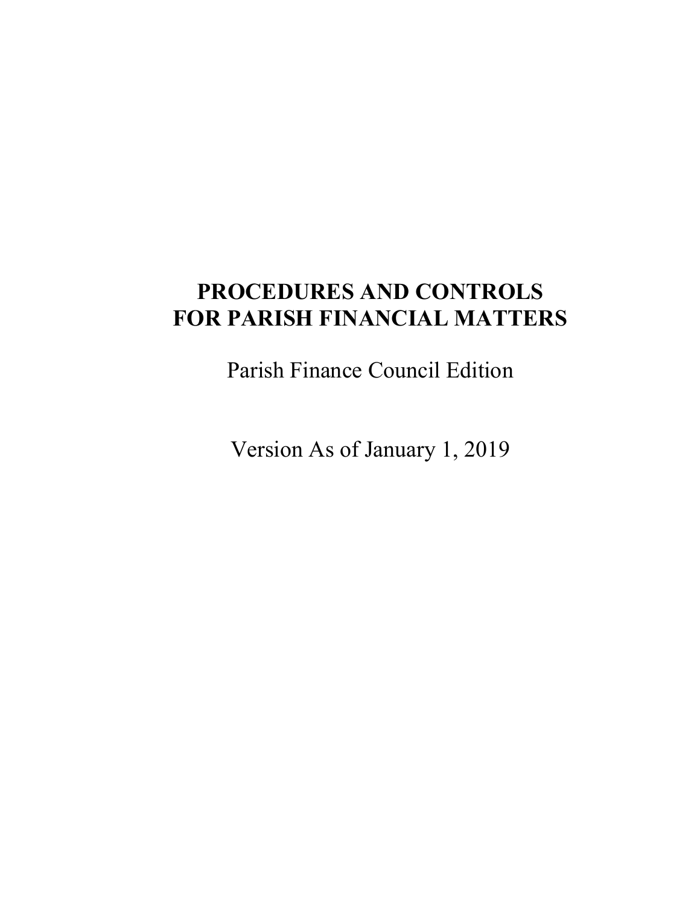# PROCEDURES AND CONTROLS FOR PARISH FINANCIAL MATTERS

Parish Finance Council Edition

Version As of January 1, 2019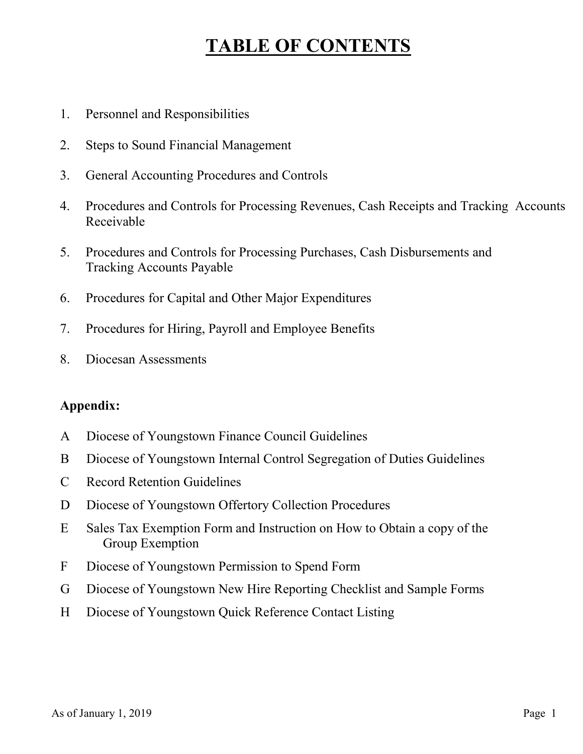# TABLE OF CONTENTS

1. Personnel and Responsibilities
2. Steps to Sound Financial Management
3. General Accounting Procedures and Controls
4. Procedures and Controls for Processing Revenues, Cash Receipts and Tracking Accounts Receivable
5. Procedures and Controls for Processing Purchases, Cash Disbursements and Tracking Accounts Payable
6. Procedures for Capital and Other Major Expenditures
7. Procedures for Hiring, Payroll and Employee Benefits
8. Diocesan Assessments

**Appendix:**

A Diocese of Youngstown Finance Council Guidelines

B Diocese of Youngstown Internal Control Segregation of Duties Guidelines

C Record Retention Guidelines

D Diocese of Youngstown Offertory Collection Procedures

E Sales Tax Exemption Form and Instruction on How to Obtain a copy of the Group Exemption

F Diocese of Youngstown Permission to Spend Form

G Diocese of Youngstown New Hire Reporting Checklist and Sample Forms

H Diocese of Youngstown Quick Reference Contact Listing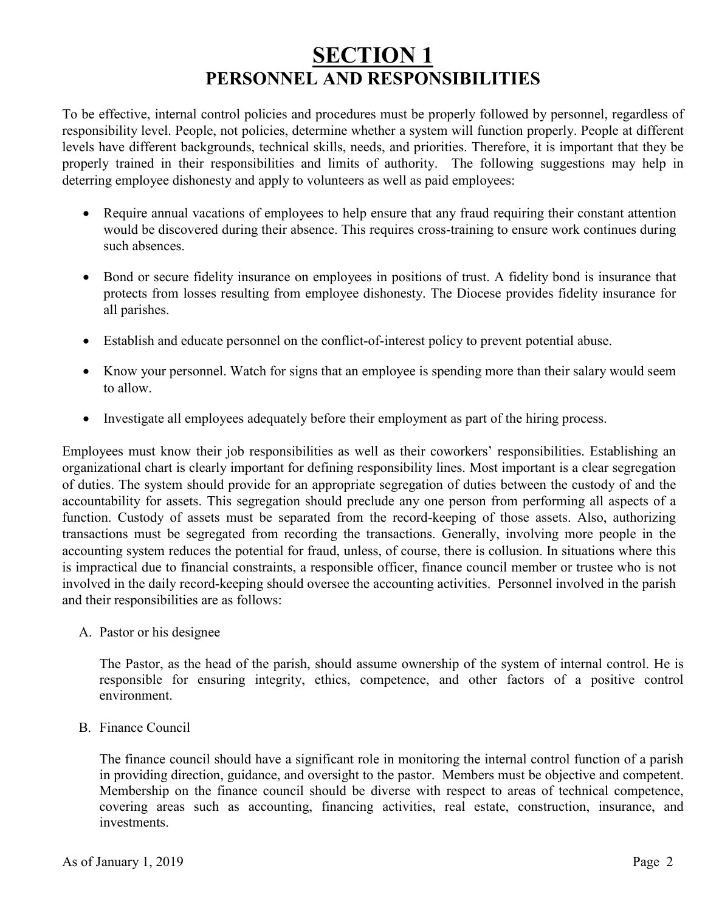# SECTION 1
## PERSONNEL AND RESPONSIBILITIES

To be effective, internal control policies and procedures must be properly followed by personnel, regardless of responsibility level. People, not policies, determine whether a system will function properly. People at different levels have different backgrounds, technical skills, needs, and priorities. Therefore, it is important that they be properly trained in their responsibilities and limits of authority. The following suggestions may help in deterring employee dishonesty and apply to volunteers as well as paid employees:

- Require annual vacations of employees to help ensure that any fraud requiring their constant attention would be discovered during their absence. This requires cross-training to ensure work continues during such absences.
- Bond or secure fidelity insurance on employees in positions of trust. A fidelity bond is insurance that protects from losses resulting from employee dishonesty. The Diocese provides fidelity insurance for all parishes.
- Establish and educate personnel on the conflict-of-interest policy to prevent potential abuse.
- Know your personnel. Watch for signs that an employee is spending more than their salary would seem to allow.
- Investigate all employees adequately before their employment as part of the hiring process.

Employees must know their job responsibilities as well as their coworkers' responsibilities. Establishing an organizational chart is clearly important for defining responsibility lines. Most important is a clear segregation of duties. The system should provide for an appropriate segregation of duties between the custody of and the accountability for assets. This segregation should preclude any one person from performing all aspects of a function. Custody of assets must be separated from the record-keeping of those assets. Also, authorizing transactions must be segregated from recording the transactions. Generally, involving more people in the accounting system reduces the potential for fraud, unless, of course, there is collusion. In situations where this is impractical due to financial constraints, a responsible officer, finance council member or trustee who is not involved in the daily record-keeping should oversee the accounting activities. Personnel involved in the parish and their responsibilities are as follows:

A. Pastor or his designee

The Pastor, as the head of the parish, should assume ownership of the system of internal control. He is responsible for ensuring integrity, ethics, competence, and other factors of a positive control environment.

B. Finance Council

The finance council should have a significant role in monitoring the internal control function of a parish in providing direction, guidance, and oversight to the pastor. Members must be objective and competent. Membership on the finance council should be diverse with respect to areas of technical competence, covering areas such as accounting, financing activities, real estate, construction, insurance, and investments.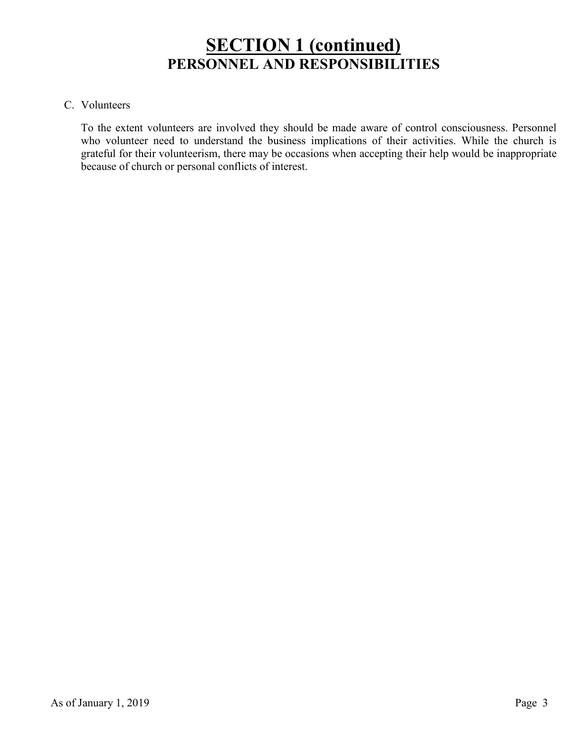# SECTION 1 (continued)
## PERSONNEL AND RESPONSIBILITIES

C. Volunteers

To the extent volunteers are involved they should be made aware of control consciousness. Personnel who volunteer need to understand the business implications of their activities. While the church is grateful for their volunteerism, there may be occasions when accepting their help would be inappropriate because of church or personal conflicts of interest.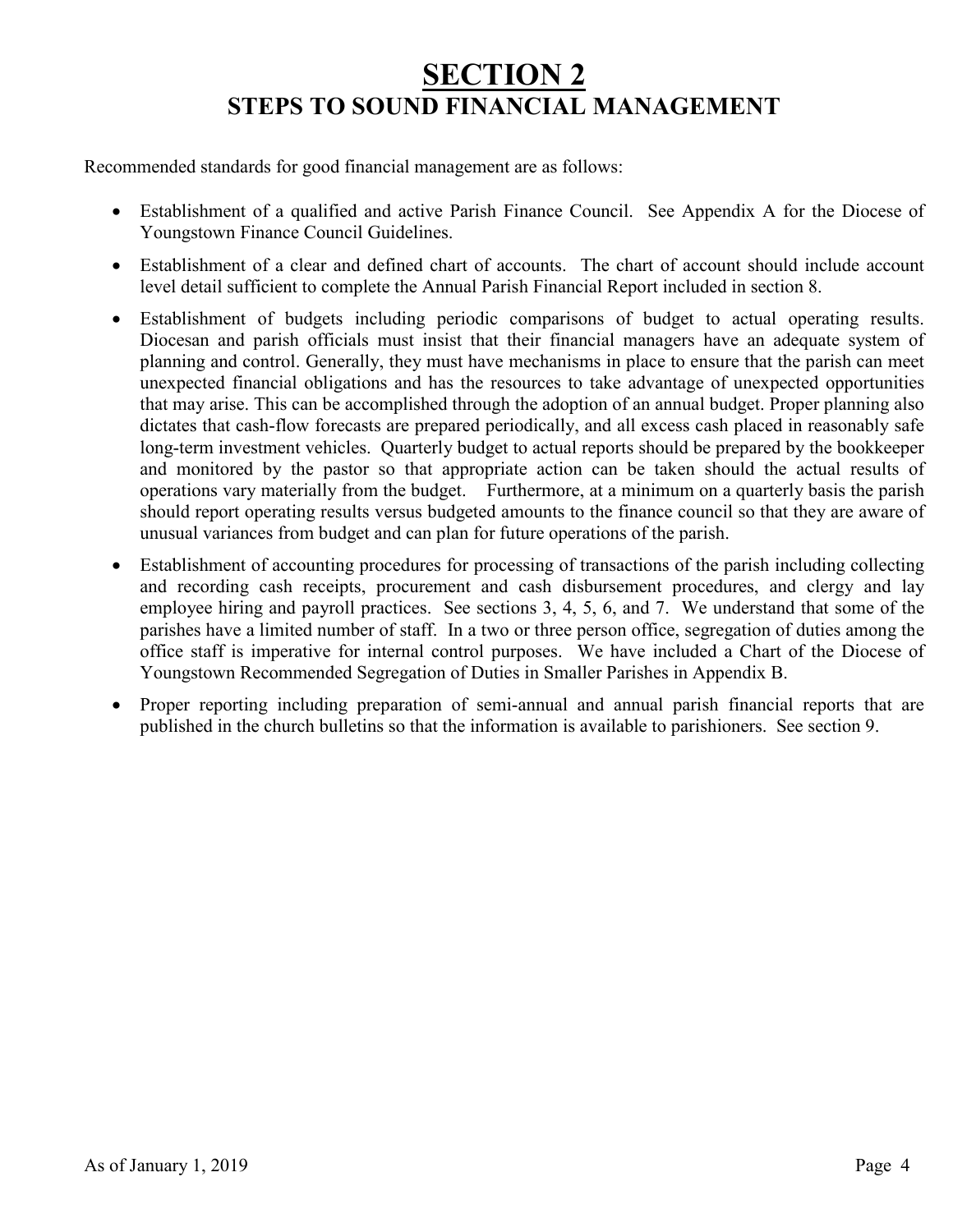# SECTION 2
## STEPS TO SOUND FINANCIAL MANAGEMENT

Recommended standards for good financial management are as follows:

- Establishment of a qualified and active Parish Finance Council. See Appendix A for the Diocese of Youngstown Finance Council Guidelines.
- Establishment of a clear and defined chart of accounts. The chart of account should include account level detail sufficient to complete the Annual Parish Financial Report included in section 8.
- Establishment of budgets including periodic comparisons of budget to actual operating results. Diocesan and parish officials must insist that their financial managers have an adequate system of planning and control. Generally, they must have mechanisms in place to ensure that the parish can meet unexpected financial obligations and has the resources to take advantage of unexpected opportunities that may arise. This can be accomplished through the adoption of an annual budget. Proper planning also dictates that cash-flow forecasts are prepared periodically, and all excess cash placed in reasonably safe long-term investment vehicles. Quarterly budget to actual reports should be prepared by the bookkeeper and monitored by the pastor so that appropriate action can be taken should the actual results of operations vary materially from the budget. Furthermore, at a minimum on a quarterly basis the parish should report operating results versus budgeted amounts to the finance council so that they are aware of unusual variances from budget and can plan for future operations of the parish.
- Establishment of accounting procedures for processing of transactions of the parish including collecting and recording cash receipts, procurement and cash disbursement procedures, and clergy and lay employee hiring and payroll practices. See sections 3, 4, 5, 6, and 7. We understand that some of the parishes have a limited number of staff. In a two or three person office, segregation of duties among the office staff is imperative for internal control purposes. We have included a Chart of the Diocese of Youngstown Recommended Segregation of Duties in Smaller Parishes in Appendix B.
- Proper reporting including preparation of semi-annual and annual parish financial reports that are published in the church bulletins so that the information is available to parishioners. See section 9.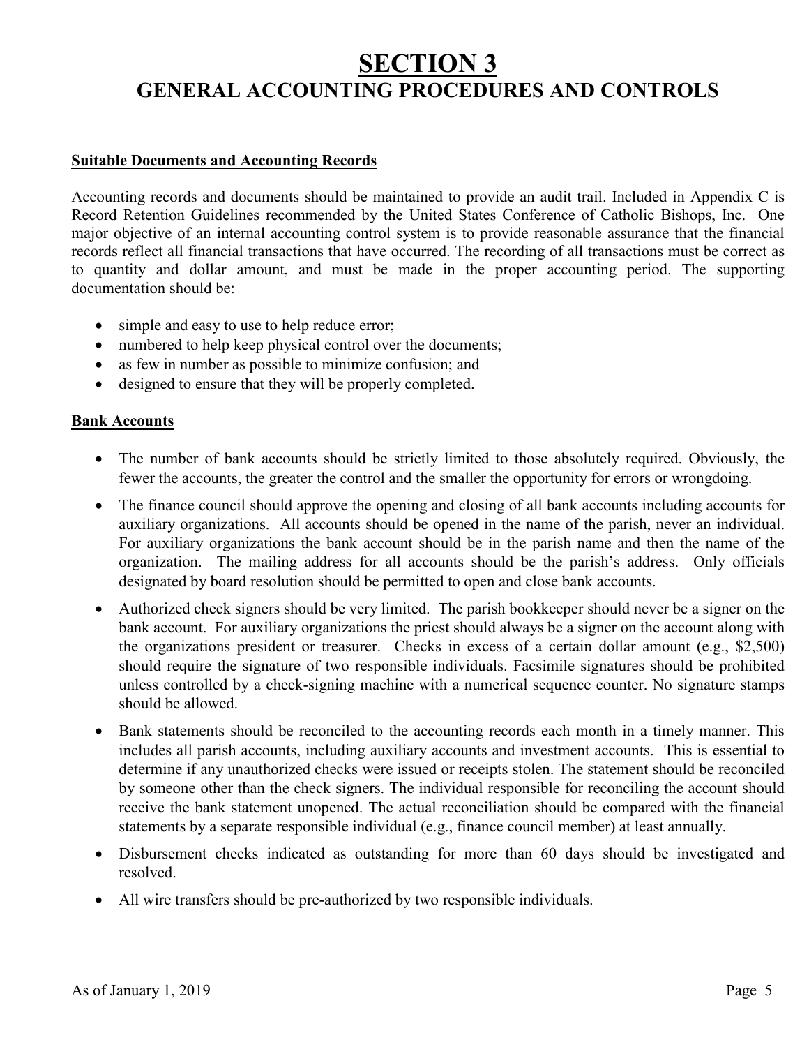# SECTION 3

# GENERAL ACCOUNTING PROCEDURES AND CONTROLS

**Suitable Documents and Accounting Records**

Accounting records and documents should be maintained to provide an audit trail. Included in Appendix C is Record Retention Guidelines recommended by the United States Conference of Catholic Bishops, Inc. One major objective of an internal accounting control system is to provide reasonable assurance that the financial records reflect all financial transactions that have occurred. The recording of all transactions must be correct as to quantity and dollar amount, and must be made in the proper accounting period. The supporting documentation should be:

- simple and easy to use to help reduce error;
- numbered to help keep physical control over the documents;
- as few in number as possible to minimize confusion; and
- designed to ensure that they will be properly completed.

**Bank Accounts**

- The number of bank accounts should be strictly limited to those absolutely required. Obviously, the fewer the accounts, the greater the control and the smaller the opportunity for errors or wrongdoing.
- The finance council should approve the opening and closing of all bank accounts including accounts for auxiliary organizations. All accounts should be opened in the name of the parish, never an individual. For auxiliary organizations the bank account should be in the parish name and then the name of the organization. The mailing address for all accounts should be the parish's address. Only officials designated by board resolution should be permitted to open and close bank accounts.
- Authorized check signers should be very limited. The parish bookkeeper should never be a signer on the bank account. For auxiliary organizations the priest should always be a signer on the account along with the organizations president or treasurer. Checks in excess of a certain dollar amount (e.g., $2,500) should require the signature of two responsible individuals. Facsimile signatures should be prohibited unless controlled by a check-signing machine with a numerical sequence counter. No signature stamps should be allowed.
- Bank statements should be reconciled to the accounting records each month in a timely manner. This includes all parish accounts, including auxiliary accounts and investment accounts. This is essential to determine if any unauthorized checks were issued or receipts stolen. The statement should be reconciled by someone other than the check signers. The individual responsible for reconciling the account should receive the bank statement unopened. The actual reconciliation should be compared with the financial statements by a separate responsible individual (e.g., finance council member) at least annually.
- Disbursement checks indicated as outstanding for more than 60 days should be investigated and resolved.
- All wire transfers should be pre-authorized by two responsible individuals.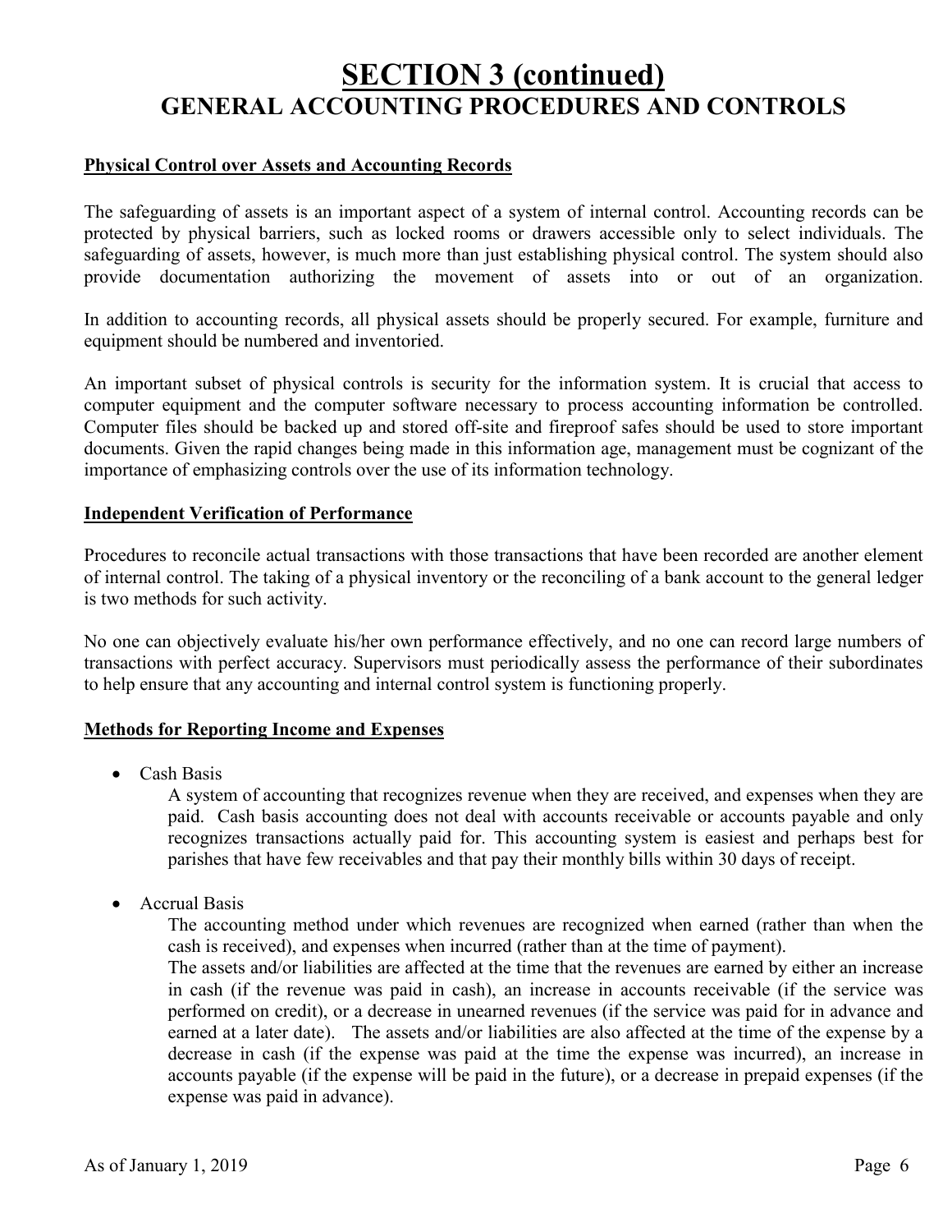# SECTION 3 (continued)
## GENERAL ACCOUNTING PROCEDURES AND CONTROLS

**Physical Control over Assets and Accounting Records**

The safeguarding of assets is an important aspect of a system of internal control. Accounting records can be protected by physical barriers, such as locked rooms or drawers accessible only to select individuals. The safeguarding of assets, however, is much more than just establishing physical control. The system should also provide documentation authorizing the movement of assets into or out of an organization.

In addition to accounting records, all physical assets should be properly secured. For example, furniture and equipment should be numbered and inventoried.

An important subset of physical controls is security for the information system. It is crucial that access to computer equipment and the computer software necessary to process accounting information be controlled. Computer files should be backed up and stored off-site and fireproof safes should be used to store important documents. Given the rapid changes being made in this information age, management must be cognizant of the importance of emphasizing controls over the use of its information technology.

**Independent Verification of Performance**

Procedures to reconcile actual transactions with those transactions that have been recorded are another element of internal control. The taking of a physical inventory or the reconciling of a bank account to the general ledger is two methods for such activity.

No one can objectively evaluate his/her own performance effectively, and no one can record large numbers of transactions with perfect accuracy. Supervisors must periodically assess the performance of their subordinates to help ensure that any accounting and internal control system is functioning properly.

**Methods for Reporting Income and Expenses**

- Cash Basis

  A system of accounting that recognizes revenue when they are received, and expenses when they are paid. Cash basis accounting does not deal with accounts receivable or accounts payable and only recognizes transactions actually paid for. This accounting system is easiest and perhaps best for parishes that have few receivables and that pay their monthly bills within 30 days of receipt.

- Accrual Basis

  The accounting method under which revenues are recognized when earned (rather than when the cash is received), and expenses when incurred (rather than at the time of payment).

  The assets and/or liabilities are affected at the time that the revenues are earned by either an increase in cash (if the revenue was paid in cash), an increase in accounts receivable (if the service was performed on credit), or a decrease in unearned revenues (if the service was paid for in advance and earned at a later date). The assets and/or liabilities are also affected at the time of the expense by a decrease in cash (if the expense was paid at the time the expense was incurred), an increase in accounts payable (if the expense will be paid in the future), or a decrease in prepaid expenses (if the expense was paid in advance).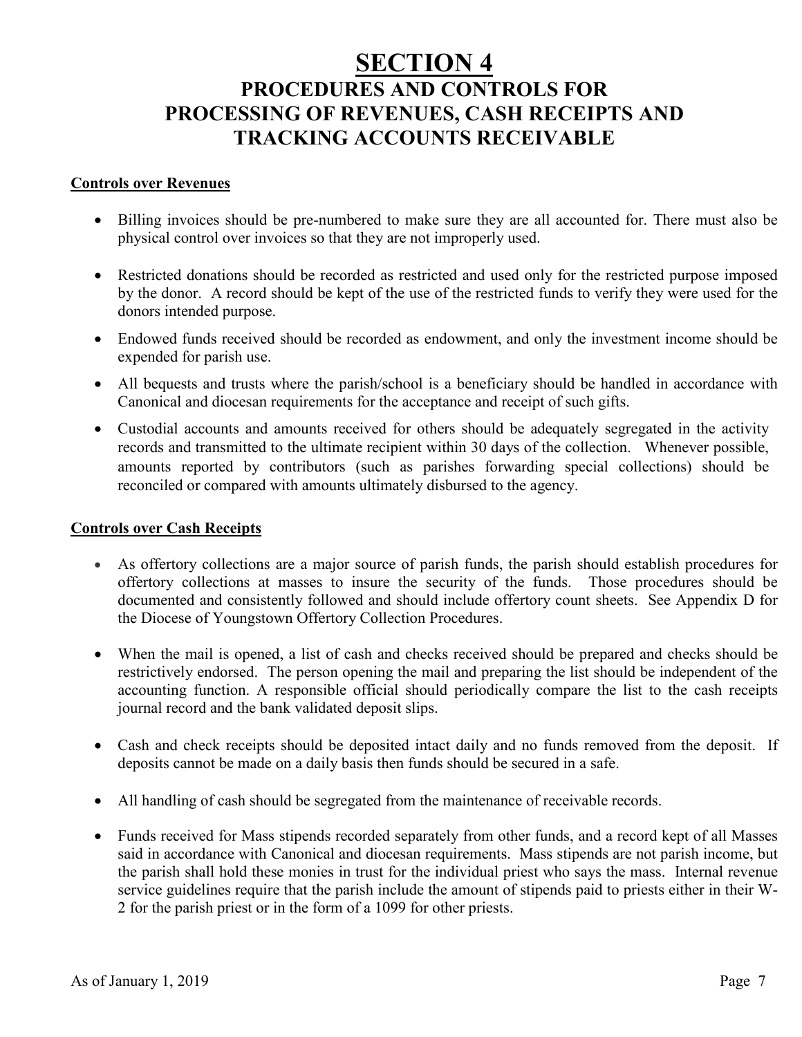# SECTION 4

## PROCEDURES AND CONTROLS FOR PROCESSING OF REVENUES, CASH RECEIPTS AND TRACKING ACCOUNTS RECEIVABLE

**Controls over Revenues**

- Billing invoices should be pre-numbered to make sure they are all accounted for. There must also be physical control over invoices so that they are not improperly used.
- Restricted donations should be recorded as restricted and used only for the restricted purpose imposed by the donor. A record should be kept of the use of the restricted funds to verify they were used for the donors intended purpose.
- Endowed funds received should be recorded as endowment, and only the investment income should be expended for parish use.
- All bequests and trusts where the parish/school is a beneficiary should be handled in accordance with Canonical and diocesan requirements for the acceptance and receipt of such gifts.
- Custodial accounts and amounts received for others should be adequately segregated in the activity records and transmitted to the ultimate recipient within 30 days of the collection. Whenever possible, amounts reported by contributors (such as parishes forwarding special collections) should be reconciled or compared with amounts ultimately disbursed to the agency.

**Controls over Cash Receipts**

- As offertory collections are a major source of parish funds, the parish should establish procedures for offertory collections at masses to insure the security of the funds. Those procedures should be documented and consistently followed and should include offertory count sheets. See Appendix D for the Diocese of Youngstown Offertory Collection Procedures.
- When the mail is opened, a list of cash and checks received should be prepared and checks should be restrictively endorsed. The person opening the mail and preparing the list should be independent of the accounting function. A responsible official should periodically compare the list to the cash receipts journal record and the bank validated deposit slips.
- Cash and check receipts should be deposited intact daily and no funds removed from the deposit. If deposits cannot be made on a daily basis then funds should be secured in a safe.
- All handling of cash should be segregated from the maintenance of receivable records.
- Funds received for Mass stipends recorded separately from other funds, and a record kept of all Masses said in accordance with Canonical and diocesan requirements. Mass stipends are not parish income, but the parish shall hold these monies in trust for the individual priest who says the mass. Internal revenue service guidelines require that the parish include the amount of stipends paid to priests either in their W-2 for the parish priest or in the form of a 1099 for other priests.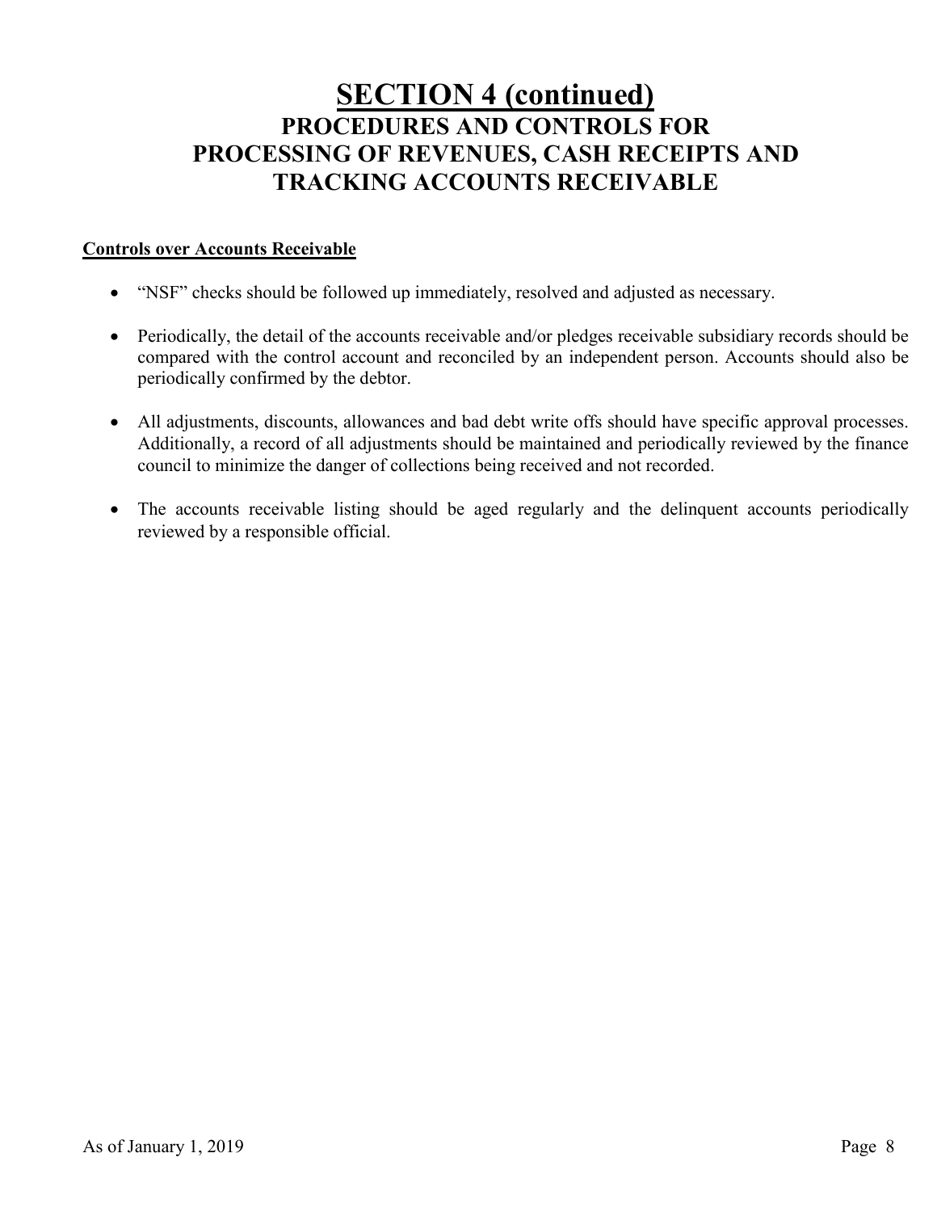# SECTION 4 (continued)

## PROCEDURES AND CONTROLS FOR PROCESSING OF REVENUES, CASH RECEIPTS AND TRACKING ACCOUNTS RECEIVABLE

**Controls over Accounts Receivable**

- "NSF" checks should be followed up immediately, resolved and adjusted as necessary.

- Periodically, the detail of the accounts receivable and/or pledges receivable subsidiary records should be compared with the control account and reconciled by an independent person. Accounts should also be periodically confirmed by the debtor.

- All adjustments, discounts, allowances and bad debt write offs should have specific approval processes. Additionally, a record of all adjustments should be maintained and periodically reviewed by the finance council to minimize the danger of collections being received and not recorded.

- The accounts receivable listing should be aged regularly and the delinquent accounts periodically reviewed by a responsible official.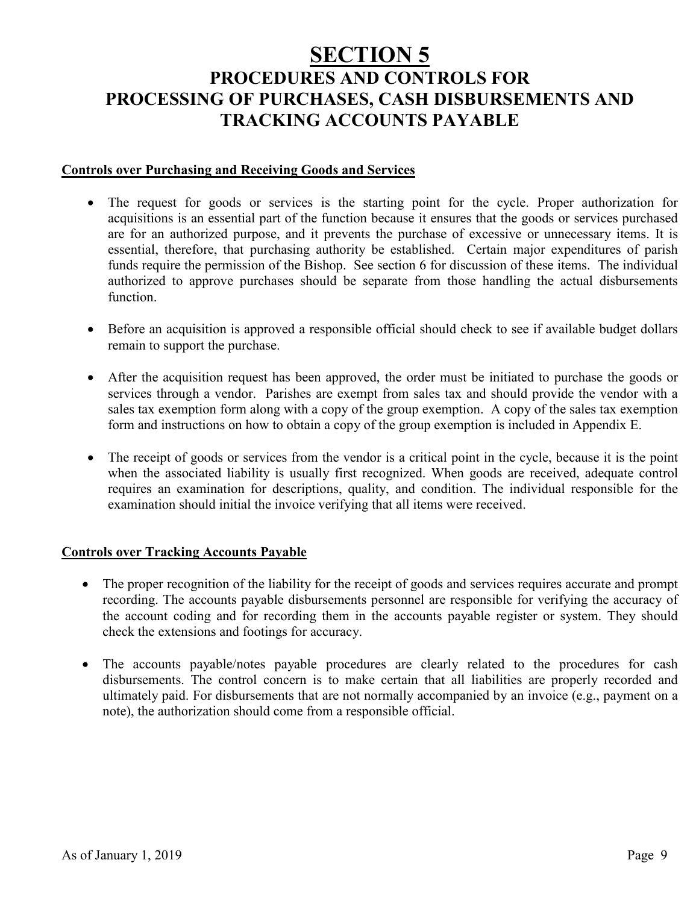# SECTION 5

## PROCEDURES AND CONTROLS FOR PROCESSING OF PURCHASES, CASH DISBURSEMENTS AND TRACKING ACCOUNTS PAYABLE

### Controls over Purchasing and Receiving Goods and Services

- The request for goods or services is the starting point for the cycle. Proper authorization for acquisitions is an essential part of the function because it ensures that the goods or services purchased are for an authorized purpose, and it prevents the purchase of excessive or unnecessary items. It is essential, therefore, that purchasing authority be established. Certain major expenditures of parish funds require the permission of the Bishop. See section 6 for discussion of these items. The individual authorized to approve purchases should be separate from those handling the actual disbursements function.

- Before an acquisition is approved a responsible official should check to see if available budget dollars remain to support the purchase.

- After the acquisition request has been approved, the order must be initiated to purchase the goods or services through a vendor. Parishes are exempt from sales tax and should provide the vendor with a sales tax exemption form along with a copy of the group exemption. A copy of the sales tax exemption form and instructions on how to obtain a copy of the group exemption is included in Appendix E.

- The receipt of goods or services from the vendor is a critical point in the cycle, because it is the point when the associated liability is usually first recognized. When goods are received, adequate control requires an examination for descriptions, quality, and condition. The individual responsible for the examination should initial the invoice verifying that all items were received.

### Controls over Tracking Accounts Payable

- The proper recognition of the liability for the receipt of goods and services requires accurate and prompt recording. The accounts payable disbursements personnel are responsible for verifying the accuracy of the account coding and for recording them in the accounts payable register or system. They should check the extensions and footings for accuracy.

- The accounts payable/notes payable procedures are clearly related to the procedures for cash disbursements. The control concern is to make certain that all liabilities are properly recorded and ultimately paid. For disbursements that are not normally accompanied by an invoice (e.g., payment on a note), the authorization should come from a responsible official.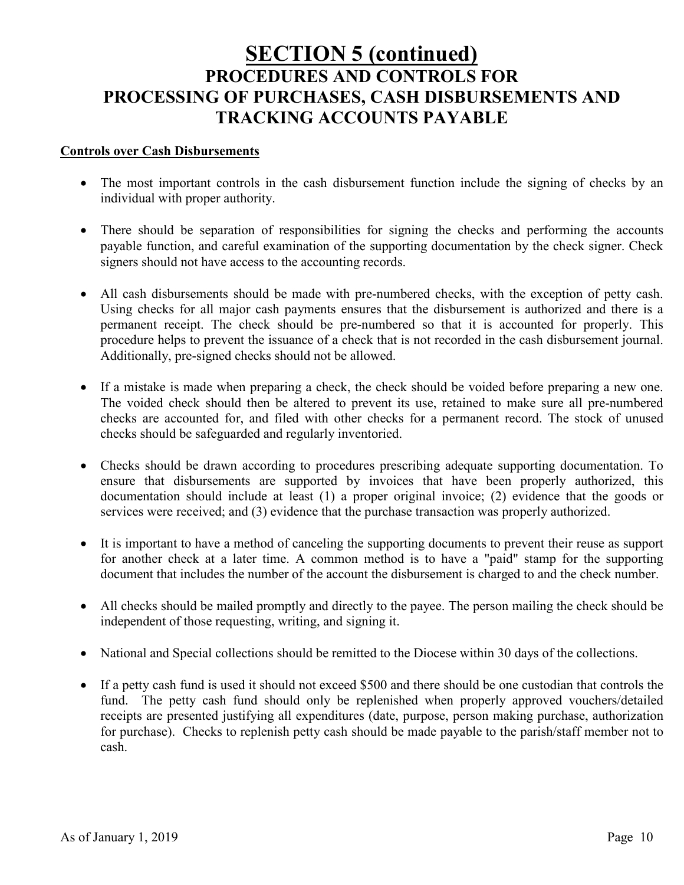# SECTION 5 (continued)
## PROCEDURES AND CONTROLS FOR PROCESSING OF PURCHASES, CASH DISBURSEMENTS AND TRACKING ACCOUNTS PAYABLE

**Controls over Cash Disbursements**

- The most important controls in the cash disbursement function include the signing of checks by an individual with proper authority.

- There should be separation of responsibilities for signing the checks and performing the accounts payable function, and careful examination of the supporting documentation by the check signer. Check signers should not have access to the accounting records.

- All cash disbursements should be made with pre-numbered checks, with the exception of petty cash. Using checks for all major cash payments ensures that the disbursement is authorized and there is a permanent receipt. The check should be pre-numbered so that it is accounted for properly. This procedure helps to prevent the issuance of a check that is not recorded in the cash disbursement journal. Additionally, pre-signed checks should not be allowed.

- If a mistake is made when preparing a check, the check should be voided before preparing a new one. The voided check should then be altered to prevent its use, retained to make sure all pre-numbered checks are accounted for, and filed with other checks for a permanent record. The stock of unused checks should be safeguarded and regularly inventoried.

- Checks should be drawn according to procedures prescribing adequate supporting documentation. To ensure that disbursements are supported by invoices that have been properly authorized, this documentation should include at least (1) a proper original invoice; (2) evidence that the goods or services were received; and (3) evidence that the purchase transaction was properly authorized.

- It is important to have a method of canceling the supporting documents to prevent their reuse as support for another check at a later time. A common method is to have a "paid" stamp for the supporting document that includes the number of the account the disbursement is charged to and the check number.

- All checks should be mailed promptly and directly to the payee. The person mailing the check should be independent of those requesting, writing, and signing it.

- National and Special collections should be remitted to the Diocese within 30 days of the collections.

- If a petty cash fund is used it should not exceed $500 and there should be one custodian that controls the fund. The petty cash fund should only be replenished when properly approved vouchers/detailed receipts are presented justifying all expenditures (date, purpose, person making purchase, authorization for purchase). Checks to replenish petty cash should be made payable to the parish/staff member not to cash.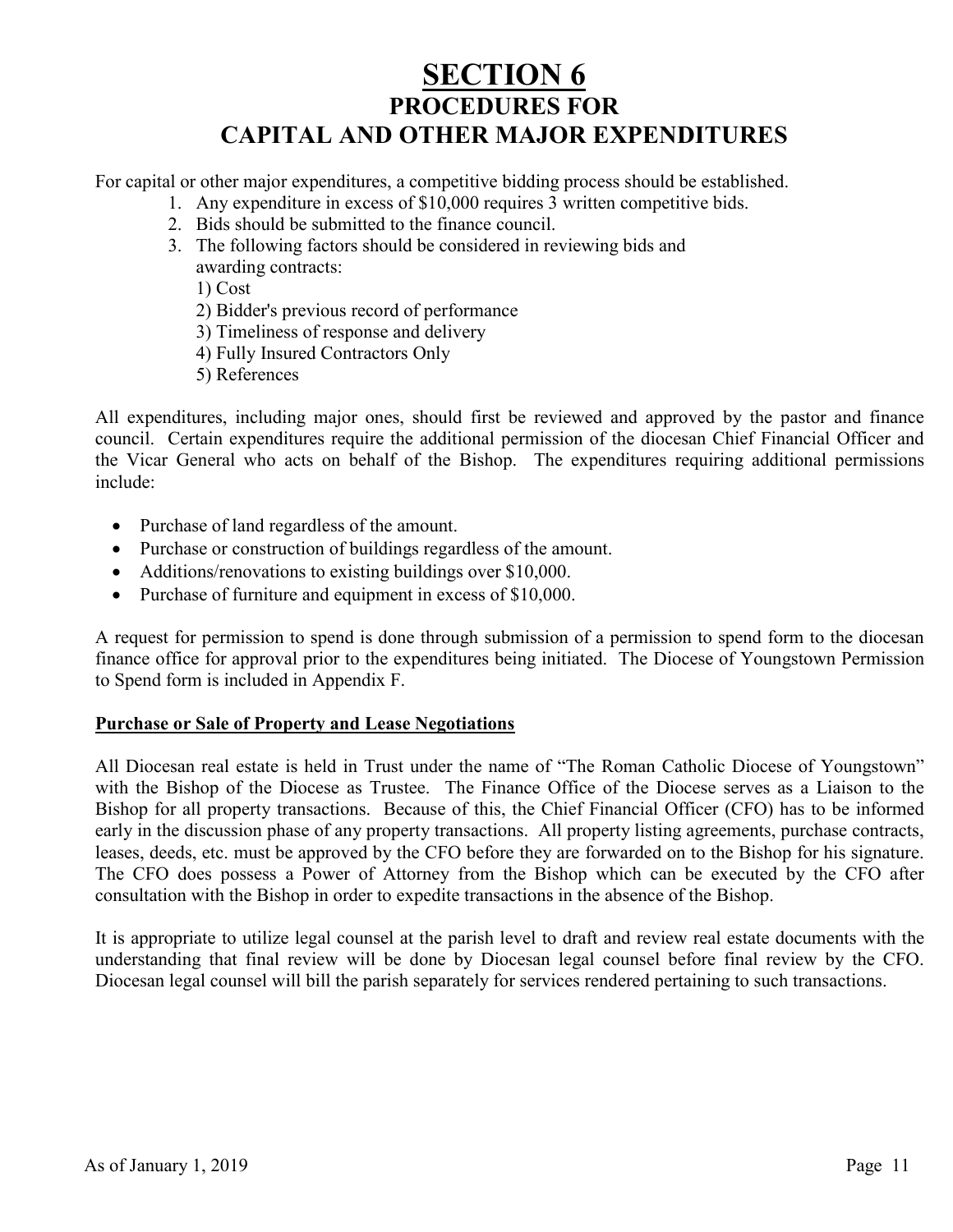# SECTION 6
## PROCEDURES FOR CAPITAL AND OTHER MAJOR EXPENDITURES

For capital or other major expenditures, a competitive bidding process should be established.

1. Any expenditure in excess of $10,000 requires 3 written competitive bids.
2. Bids should be submitted to the finance council.
3. The following factors should be considered in reviewing bids and awarding contracts:
   1) Cost
   2) Bidder's previous record of performance
   3) Timeliness of response and delivery
   4) Fully Insured Contractors Only
   5) References

All expenditures, including major ones, should first be reviewed and approved by the pastor and finance council. Certain expenditures require the additional permission of the diocesan Chief Financial Officer and the Vicar General who acts on behalf of the Bishop. The expenditures requiring additional permissions include:

- Purchase of land regardless of the amount.
- Purchase or construction of buildings regardless of the amount.
- Additions/renovations to existing buildings over $10,000.
- Purchase of furniture and equipment in excess of $10,000.

A request for permission to spend is done through submission of a permission to spend form to the diocesan finance office for approval prior to the expenditures being initiated. The Diocese of Youngstown Permission to Spend form is included in Appendix F.

**Purchase or Sale of Property and Lease Negotiations**

All Diocesan real estate is held in Trust under the name of "The Roman Catholic Diocese of Youngstown" with the Bishop of the Diocese as Trustee. The Finance Office of the Diocese serves as a Liaison to the Bishop for all property transactions. Because of this, the Chief Financial Officer (CFO) has to be informed early in the discussion phase of any property transactions. All property listing agreements, purchase contracts, leases, deeds, etc. must be approved by the CFO before they are forwarded on to the Bishop for his signature. The CFO does possess a Power of Attorney from the Bishop which can be executed by the CFO after consultation with the Bishop in order to expedite transactions in the absence of the Bishop.

It is appropriate to utilize legal counsel at the parish level to draft and review real estate documents with the understanding that final review will be done by Diocesan legal counsel before final review by the CFO. Diocesan legal counsel will bill the parish separately for services rendered pertaining to such transactions.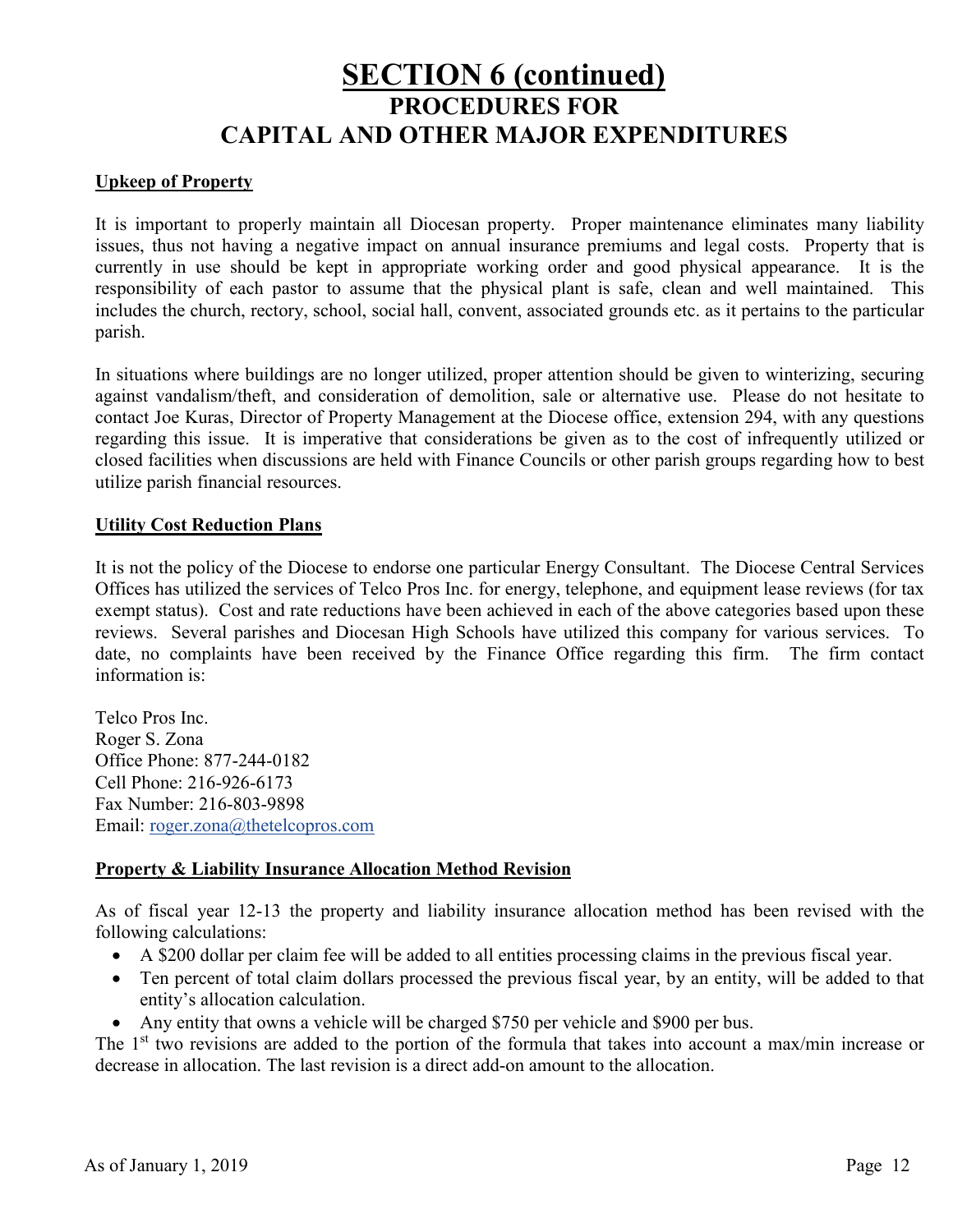# SECTION 6 (continued)

## PROCEDURES FOR CAPITAL AND OTHER MAJOR EXPENDITURES

**Upkeep of Property**

It is important to properly maintain all Diocesan property. Proper maintenance eliminates many liability issues, thus not having a negative impact on annual insurance premiums and legal costs. Property that is currently in use should be kept in appropriate working order and good physical appearance. It is the responsibility of each pastor to assume that the physical plant is safe, clean and well maintained. This includes the church, rectory, school, social hall, convent, associated grounds etc. as it pertains to the particular parish.

In situations where buildings are no longer utilized, proper attention should be given to winterizing, securing against vandalism/theft, and consideration of demolition, sale or alternative use. Please do not hesitate to contact Joe Kuras, Director of Property Management at the Diocese office, extension 294, with any questions regarding this issue. It is imperative that considerations be given as to the cost of infrequently utilized or closed facilities when discussions are held with Finance Councils or other parish groups regarding how to best utilize parish financial resources.

**Utility Cost Reduction Plans**

It is not the policy of the Diocese to endorse one particular Energy Consultant. The Diocese Central Services Offices has utilized the services of Telco Pros Inc. for energy, telephone, and equipment lease reviews (for tax exempt status). Cost and rate reductions have been achieved in each of the above categories based upon these reviews. Several parishes and Diocesan High Schools have utilized this company for various services. To date, no complaints have been received by the Finance Office regarding this firm. The firm contact information is:

Telco Pros Inc.
Roger S. Zona
Office Phone: 877-244-0182
Cell Phone: 216-926-6173
Fax Number: 216-803-9898
Email: roger.zona@thetelcopros.com

**Property & Liability Insurance Allocation Method Revision**

As of fiscal year 12-13 the property and liability insurance allocation method has been revised with the following calculations:

- A $200 dollar per claim fee will be added to all entities processing claims in the previous fiscal year.
- Ten percent of total claim dollars processed the previous fiscal year, by an entity, will be added to that entity's allocation calculation.
- Any entity that owns a vehicle will be charged $750 per vehicle and $900 per bus.

The 1st two revisions are added to the portion of the formula that takes into account a max/min increase or decrease in allocation. The last revision is a direct add-on amount to the allocation.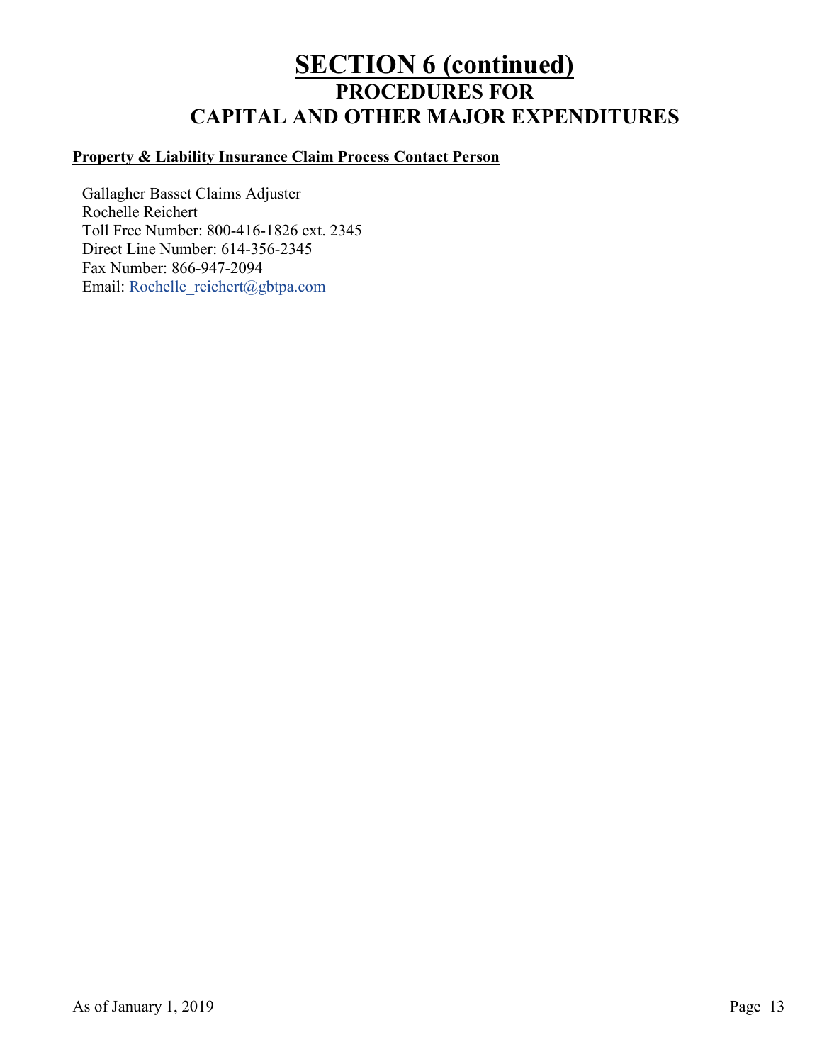# SECTION 6 (continued)

## PROCEDURES FOR CAPITAL AND OTHER MAJOR EXPENDITURES

**Property & Liability Insurance Claim Process Contact Person**

Gallagher Basset Claims Adjuster
Rochelle Reichert
Toll Free Number: 800-416-1826 ext. 2345
Direct Line Number: 614-356-2345
Fax Number: 866-947-2094
Email: Rochelle_reichert@gbtpa.com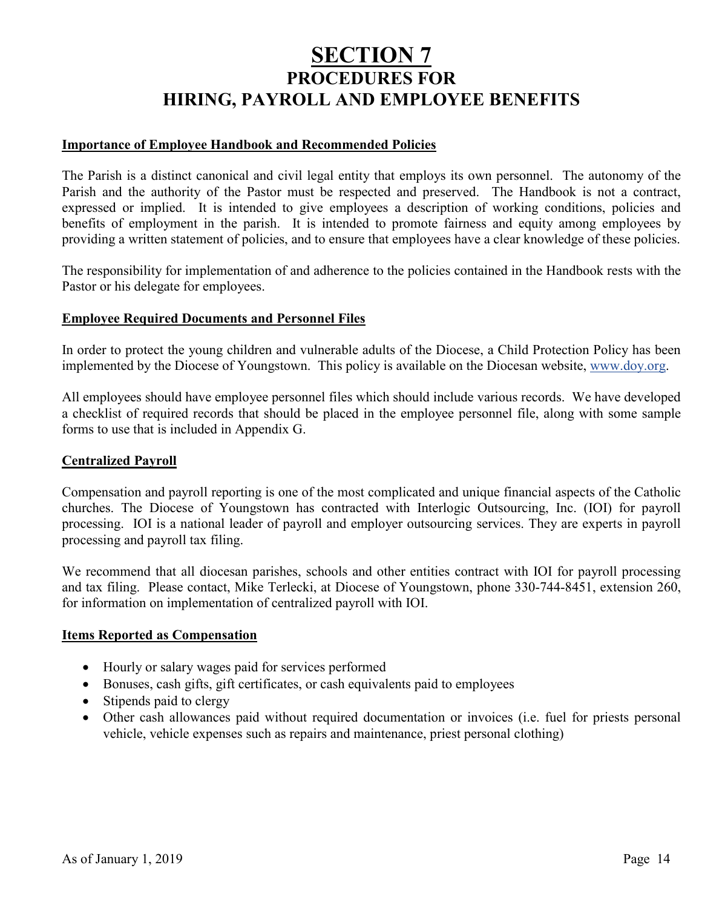# SECTION 7
## PROCEDURES FOR HIRING, PAYROLL AND EMPLOYEE BENEFITS

**Importance of Employee Handbook and Recommended Policies**

The Parish is a distinct canonical and civil legal entity that employs its own personnel. The autonomy of the Parish and the authority of the Pastor must be respected and preserved. The Handbook is not a contract, expressed or implied. It is intended to give employees a description of working conditions, policies and benefits of employment in the parish. It is intended to promote fairness and equity among employees by providing a written statement of policies, and to ensure that employees have a clear knowledge of these policies.

The responsibility for implementation of and adherence to the policies contained in the Handbook rests with the Pastor or his delegate for employees.

**Employee Required Documents and Personnel Files**

In order to protect the young children and vulnerable adults of the Diocese, a Child Protection Policy has been implemented by the Diocese of Youngstown. This policy is available on the Diocesan website, www.doy.org.

All employees should have employee personnel files which should include various records. We have developed a checklist of required records that should be placed in the employee personnel file, along with some sample forms to use that is included in Appendix G.

**Centralized Payroll**

Compensation and payroll reporting is one of the most complicated and unique financial aspects of the Catholic churches. The Diocese of Youngstown has contracted with Interlogic Outsourcing, Inc. (IOI) for payroll processing. IOI is a national leader of payroll and employer outsourcing services. They are experts in payroll processing and payroll tax filing.

We recommend that all diocesan parishes, schools and other entities contract with IOI for payroll processing and tax filing. Please contact, Mike Terlecki, at Diocese of Youngstown, phone 330-744-8451, extension 260, for information on implementation of centralized payroll with IOI.

**Items Reported as Compensation**

- Hourly or salary wages paid for services performed
- Bonuses, cash gifts, gift certificates, or cash equivalents paid to employees
- Stipends paid to clergy
- Other cash allowances paid without required documentation or invoices (i.e. fuel for priests personal vehicle, vehicle expenses such as repairs and maintenance, priest personal clothing)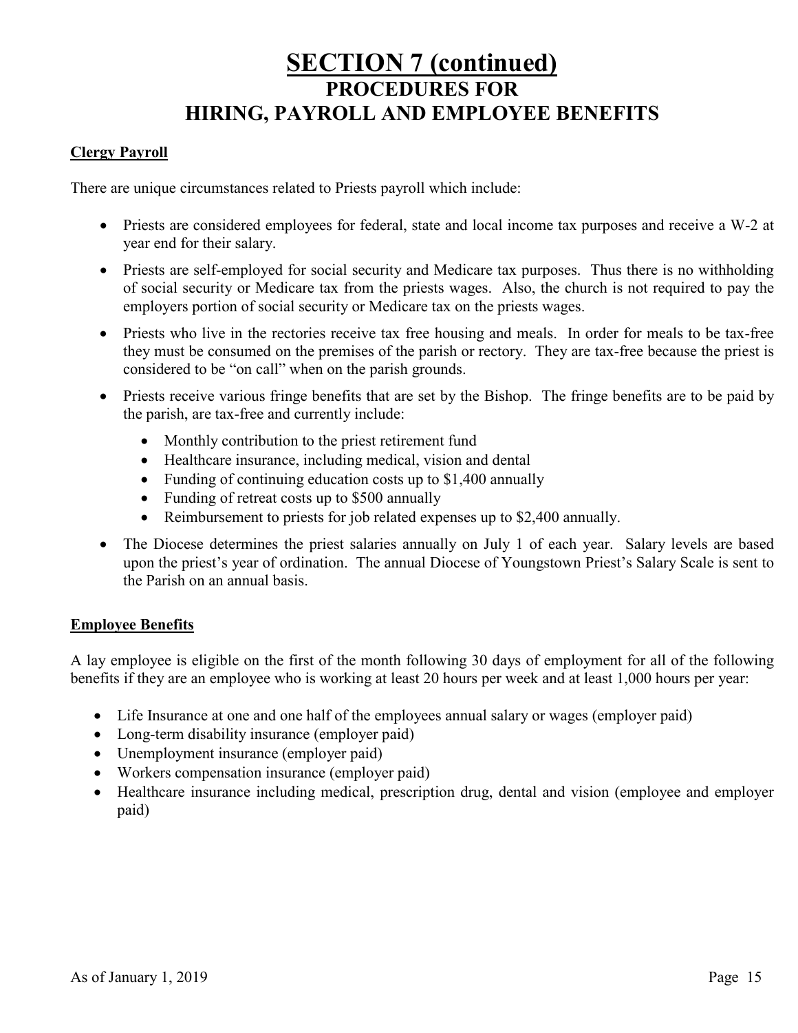# SECTION 7 (continued)
## PROCEDURES FOR HIRING, PAYROLL AND EMPLOYEE BENEFITS

### Clergy Payroll

There are unique circumstances related to Priests payroll which include:

- Priests are considered employees for federal, state and local income tax purposes and receive a W-2 at year end for their salary.
- Priests are self-employed for social security and Medicare tax purposes. Thus there is no withholding of social security or Medicare tax from the priests wages. Also, the church is not required to pay the employers portion of social security or Medicare tax on the priests wages.
- Priests who live in the rectories receive tax free housing and meals. In order for meals to be tax-free they must be consumed on the premises of the parish or rectory. They are tax-free because the priest is considered to be "on call" when on the parish grounds.
- Priests receive various fringe benefits that are set by the Bishop. The fringe benefits are to be paid by the parish, are tax-free and currently include:
  - Monthly contribution to the priest retirement fund
  - Healthcare insurance, including medical, vision and dental
  - Funding of continuing education costs up to $1,400 annually
  - Funding of retreat costs up to $500 annually
  - Reimbursement to priests for job related expenses up to $2,400 annually.
- The Diocese determines the priest salaries annually on July 1 of each year. Salary levels are based upon the priest's year of ordination. The annual Diocese of Youngstown Priest's Salary Scale is sent to the Parish on an annual basis.

### Employee Benefits

A lay employee is eligible on the first of the month following 30 days of employment for all of the following benefits if they are an employee who is working at least 20 hours per week and at least 1,000 hours per year:

- Life Insurance at one and one half of the employees annual salary or wages (employer paid)
- Long-term disability insurance (employer paid)
- Unemployment insurance (employer paid)
- Workers compensation insurance (employer paid)
- Healthcare insurance including medical, prescription drug, dental and vision (employee and employer paid)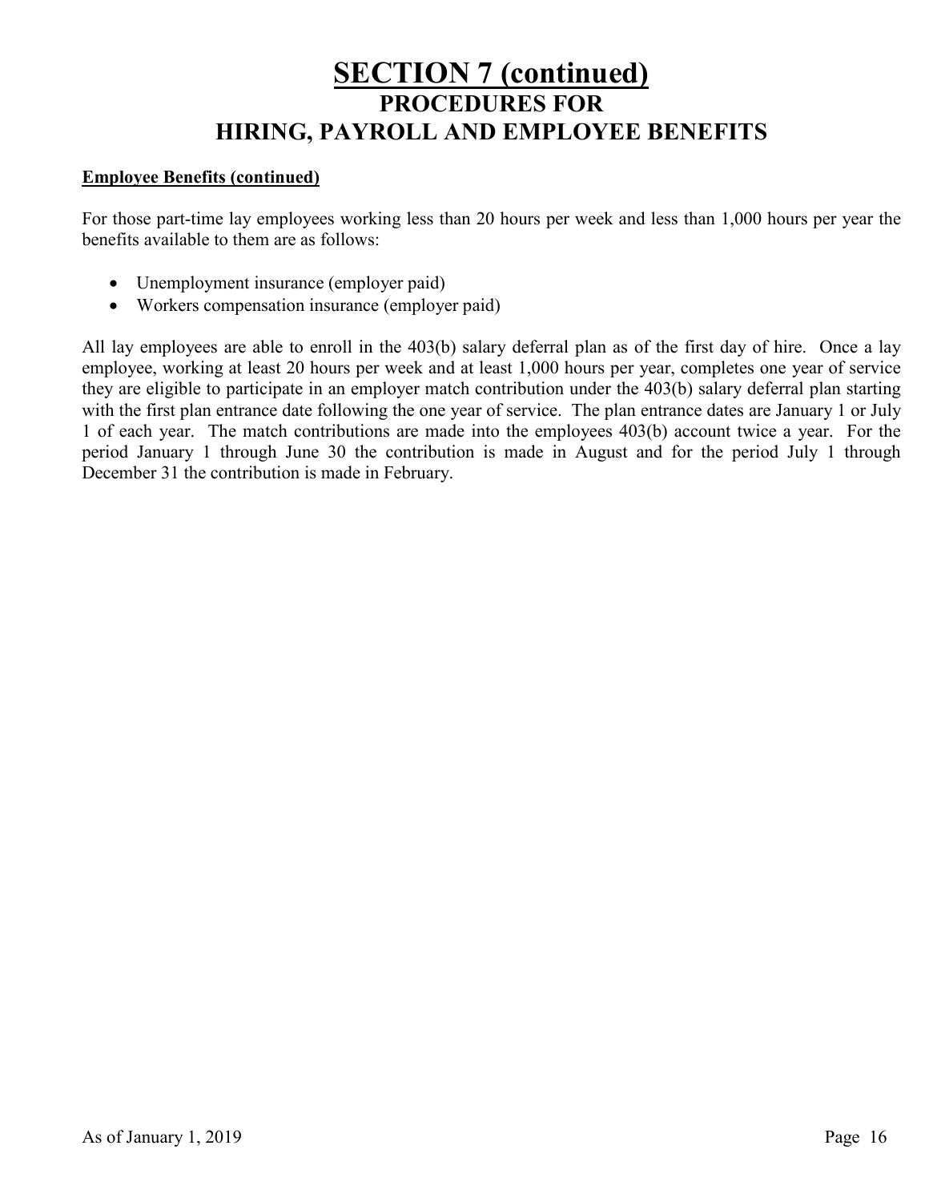# SECTION 7 (continued)
## PROCEDURES FOR
## HIRING, PAYROLL AND EMPLOYEE BENEFITS

**Employee Benefits (continued)**

For those part-time lay employees working less than 20 hours per week and less than 1,000 hours per year the benefits available to them are as follows:

- Unemployment insurance (employer paid)
- Workers compensation insurance (employer paid)

All lay employees are able to enroll in the 403(b) salary deferral plan as of the first day of hire. Once a lay employee, working at least 20 hours per week and at least 1,000 hours per year, completes one year of service they are eligible to participate in an employer match contribution under the 403(b) salary deferral plan starting with the first plan entrance date following the one year of service. The plan entrance dates are January 1 or July 1 of each year. The match contributions are made into the employees 403(b) account twice a year. For the period January 1 through June 30 the contribution is made in August and for the period July 1 through December 31 the contribution is made in February.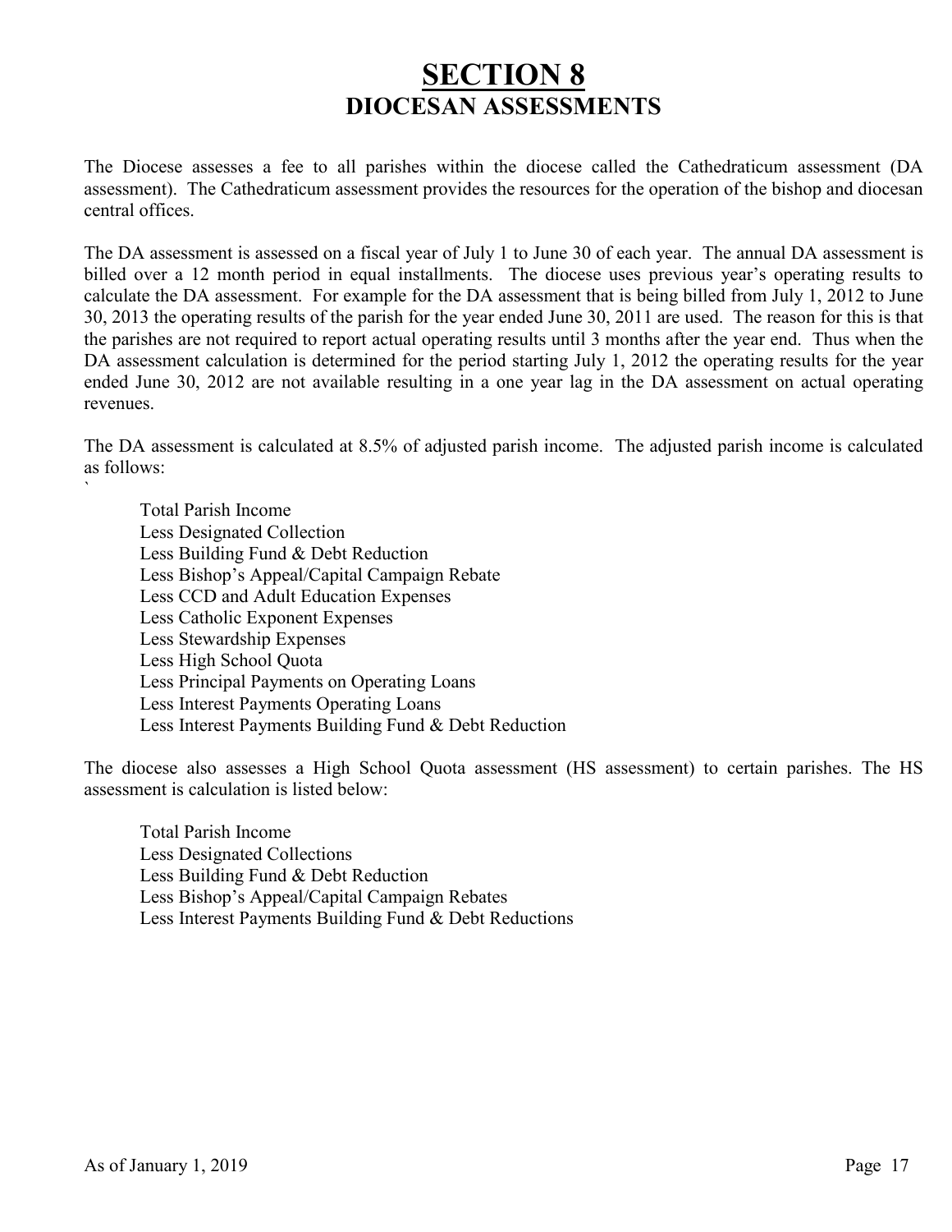# SECTION 8
## DIOCESAN ASSESSMENTS

The Diocese assesses a fee to all parishes within the diocese called the Cathedraticum assessment (DA assessment). The Cathedraticum assessment provides the resources for the operation of the bishop and diocesan central offices.

The DA assessment is assessed on a fiscal year of July 1 to June 30 of each year. The annual DA assessment is billed over a 12 month period in equal installments. The diocese uses previous year's operating results to calculate the DA assessment. For example for the DA assessment that is being billed from July 1, 2012 to June 30, 2013 the operating results of the parish for the year ended June 30, 2011 are used. The reason for this is that the parishes are not required to report actual operating results until 3 months after the year end. Thus when the DA assessment calculation is determined for the period starting July 1, 2012 the operating results for the year ended June 30, 2012 are not available resulting in a one year lag in the DA assessment on actual operating revenues.

The DA assessment is calculated at 8.5% of adjusted parish income. The adjusted parish income is calculated as follows:
`

Total Parish Income
Less Designated Collection
Less Building Fund & Debt Reduction
Less Bishop's Appeal/Capital Campaign Rebate
Less CCD and Adult Education Expenses
Less Catholic Exponent Expenses
Less Stewardship Expenses
Less High School Quota
Less Principal Payments on Operating Loans
Less Interest Payments Operating Loans
Less Interest Payments Building Fund & Debt Reduction

The diocese also assesses a High School Quota assessment (HS assessment) to certain parishes. The HS assessment is calculation is listed below:

Total Parish Income
Less Designated Collections
Less Building Fund & Debt Reduction
Less Bishop's Appeal/Capital Campaign Rebates
Less Interest Payments Building Fund & Debt Reductions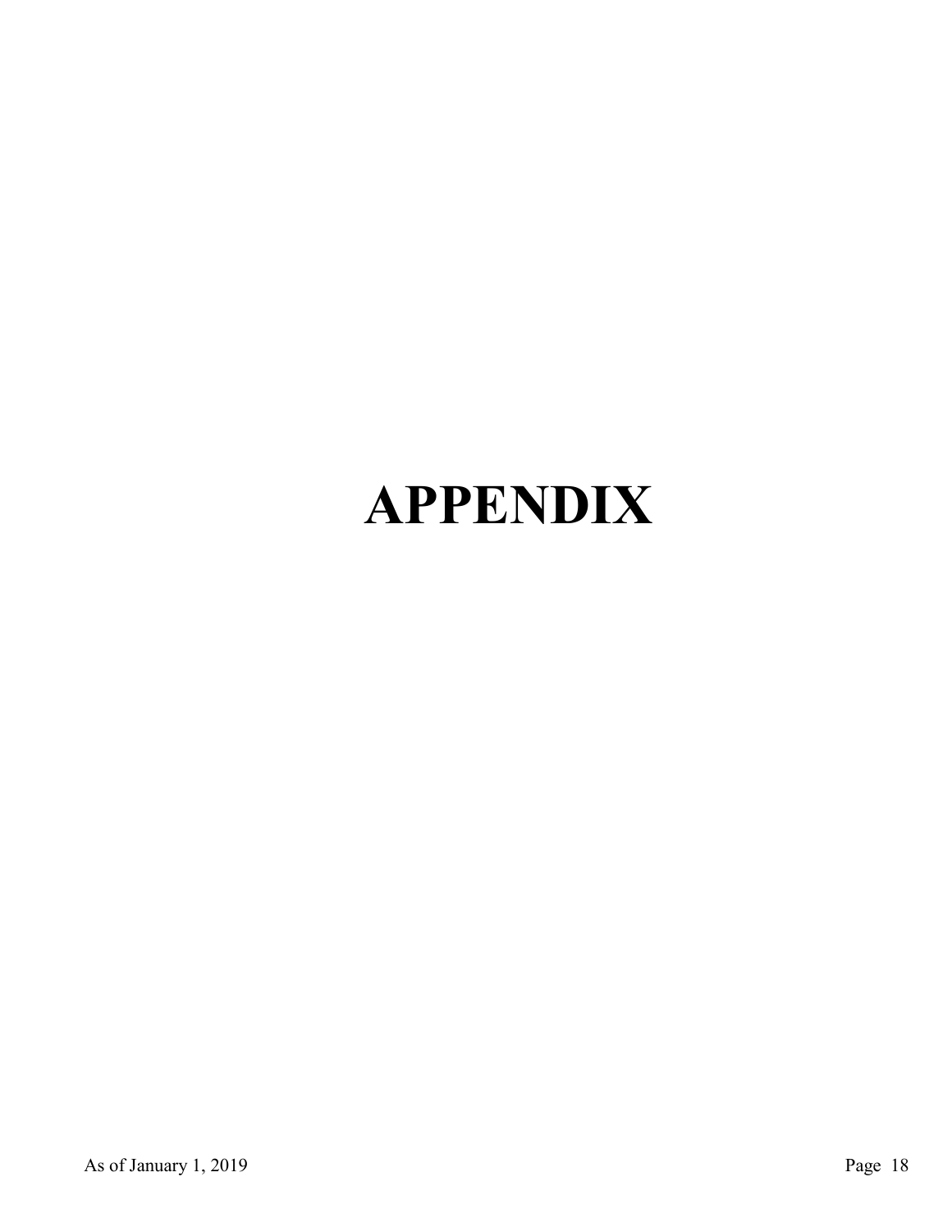# APPENDIX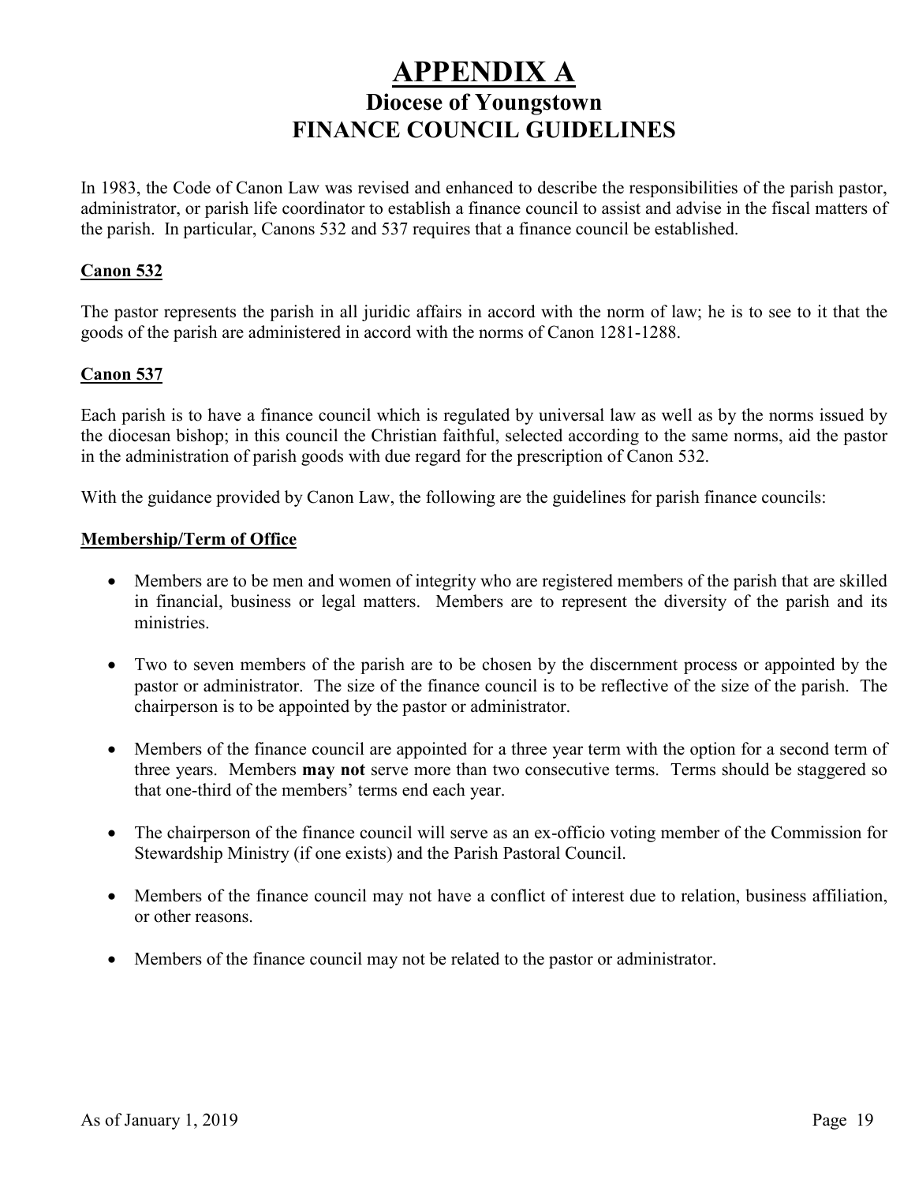# APPENDIX A

## Diocese of Youngstown
## FINANCE COUNCIL GUIDELINES

In 1983, the Code of Canon Law was revised and enhanced to describe the responsibilities of the parish pastor, administrator, or parish life coordinator to establish a finance council to assist and advise in the fiscal matters of the parish. In particular, Canons 532 and 537 requires that a finance council be established.

### Canon 532

The pastor represents the parish in all juridic affairs in accord with the norm of law; he is to see to it that the goods of the parish are administered in accord with the norms of Canon 1281-1288.

### Canon 537

Each parish is to have a finance council which is regulated by universal law as well as by the norms issued by the diocesan bishop; in this council the Christian faithful, selected according to the same norms, aid the pastor in the administration of parish goods with due regard for the prescription of Canon 532.

With the guidance provided by Canon Law, the following are the guidelines for parish finance councils:

### Membership/Term of Office

- Members are to be men and women of integrity who are registered members of the parish that are skilled in financial, business or legal matters. Members are to represent the diversity of the parish and its ministries.
- Two to seven members of the parish are to be chosen by the discernment process or appointed by the pastor or administrator. The size of the finance council is to be reflective of the size of the parish. The chairperson is to be appointed by the pastor or administrator.
- Members of the finance council are appointed for a three year term with the option for a second term of three years. Members **may not** serve more than two consecutive terms. Terms should be staggered so that one-third of the members' terms end each year.
- The chairperson of the finance council will serve as an ex-officio voting member of the Commission for Stewardship Ministry (if one exists) and the Parish Pastoral Council.
- Members of the finance council may not have a conflict of interest due to relation, business affiliation, or other reasons.
- Members of the finance council may not be related to the pastor or administrator.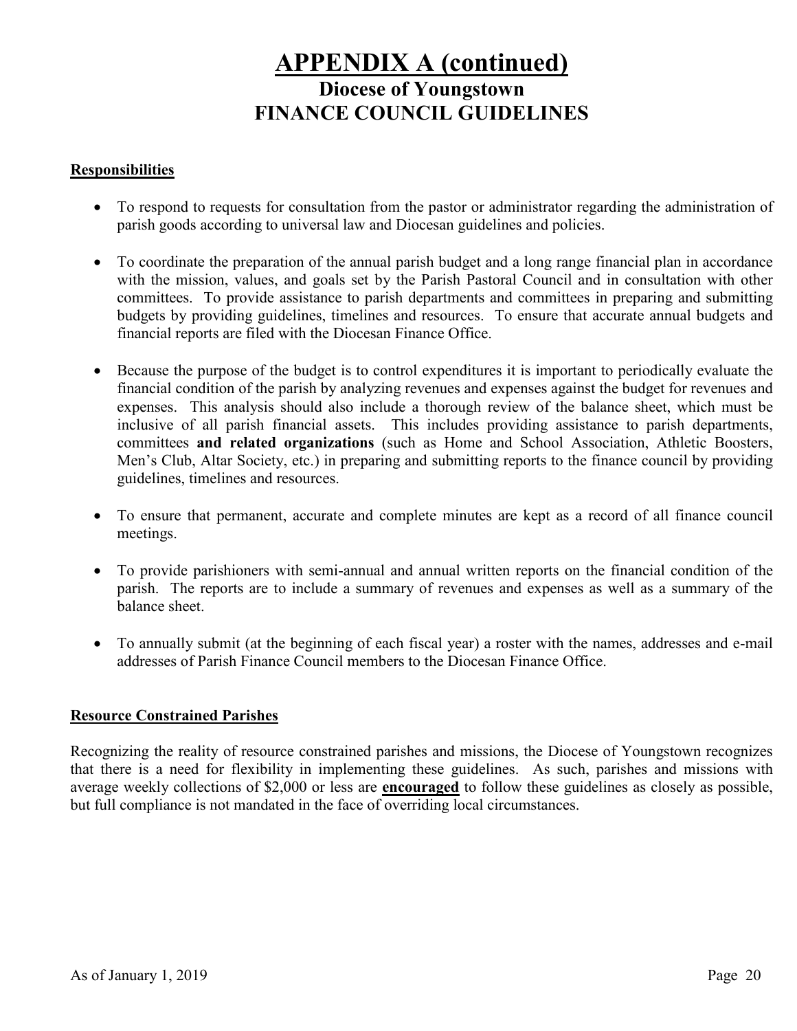# APPENDIX A (continued)

## Diocese of Youngstown
## FINANCE COUNCIL GUIDELINES

### Responsibilities

- To respond to requests for consultation from the pastor or administrator regarding the administration of parish goods according to universal law and Diocesan guidelines and policies.

- To coordinate the preparation of the annual parish budget and a long range financial plan in accordance with the mission, values, and goals set by the Parish Pastoral Council and in consultation with other committees. To provide assistance to parish departments and committees in preparing and submitting budgets by providing guidelines, timelines and resources. To ensure that accurate annual budgets and financial reports are filed with the Diocesan Finance Office.

- Because the purpose of the budget is to control expenditures it is important to periodically evaluate the financial condition of the parish by analyzing revenues and expenses against the budget for revenues and expenses. This analysis should also include a thorough review of the balance sheet, which must be inclusive of all parish financial assets. This includes providing assistance to parish departments, committees **and related organizations** (such as Home and School Association, Athletic Boosters, Men's Club, Altar Society, etc.) in preparing and submitting reports to the finance council by providing guidelines, timelines and resources.

- To ensure that permanent, accurate and complete minutes are kept as a record of all finance council meetings.

- To provide parishioners with semi-annual and annual written reports on the financial condition of the parish. The reports are to include a summary of revenues and expenses as well as a summary of the balance sheet.

- To annually submit (at the beginning of each fiscal year) a roster with the names, addresses and e-mail addresses of Parish Finance Council members to the Diocesan Finance Office.

### Resource Constrained Parishes

Recognizing the reality of resource constrained parishes and missions, the Diocese of Youngstown recognizes that there is a need for flexibility in implementing these guidelines. As such, parishes and missions with average weekly collections of $2,000 or less are **encouraged** to follow these guidelines as closely as possible, but full compliance is not mandated in the face of overriding local circumstances.

As of January 1, 2019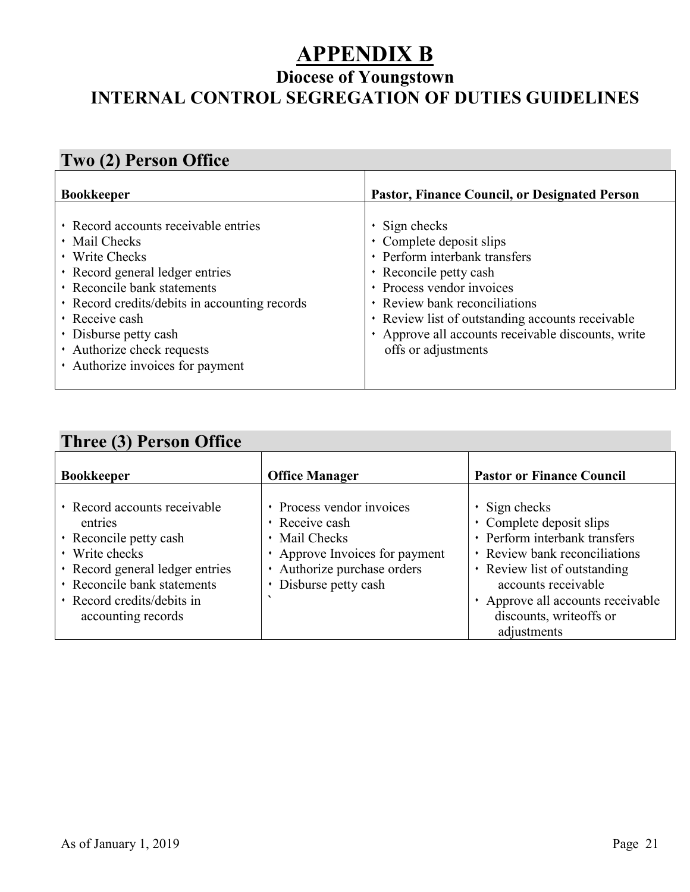# APPENDIX B

## Diocese of Youngstown

## INTERNAL CONTROL SEGREGATION OF DUTIES GUIDELINES

### Two (2) Person Office

| Bookkeeper | Pastor, Finance Council, or Designated Person |
|---|---|
| • Record accounts receivable entries<br>• Mail Checks<br>• Write Checks<br>• Record general ledger entries<br>• Reconcile bank statements<br>• Record credits/debits in accounting records<br>• Receive cash<br>• Disburse petty cash<br>• Authorize check requests<br>• Authorize invoices for payment | • Sign checks<br>• Complete deposit slips<br>• Perform interbank transfers<br>• Reconcile petty cash<br>• Process vendor invoices<br>• Review bank reconciliations<br>• Review list of outstanding accounts receivable<br>• Approve all accounts receivable discounts, write offs or adjustments |

### Three (3) Person Office

| Bookkeeper | Office Manager | Pastor or Finance Council |
|---|---|---|
| • Record accounts receivable entries<br>• Reconcile petty cash<br>• Write checks<br>• Record general ledger entries<br>• Reconcile bank statements<br>• Record credits/debits in accounting records | • Process vendor invoices<br>• Receive cash<br>• Mail Checks<br>• Approve Invoices for payment<br>• Authorize purchase orders<br>• Disburse petty cash<br>` | • Sign checks<br>• Complete deposit slips<br>• Perform interbank transfers<br>• Review bank reconciliations<br>• Review list of outstanding accounts receivable<br>• Approve all accounts receivable discounts, writeoffs or adjustments |

As of January 1, 2019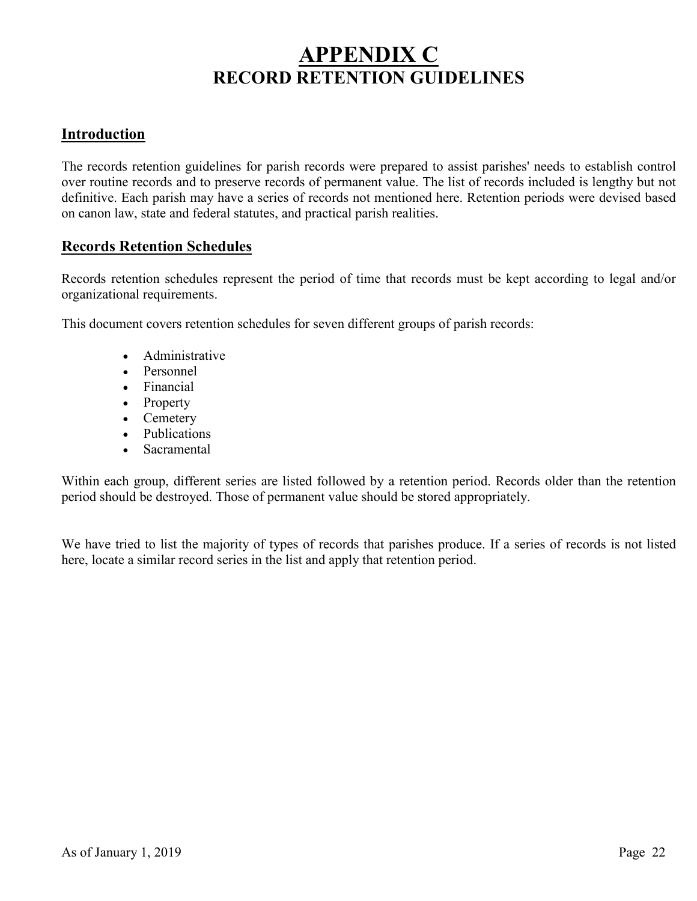# APPENDIX C
## RECORD RETENTION GUIDELINES

### Introduction

The records retention guidelines for parish records were prepared to assist parishes' needs to establish control over routine records and to preserve records of permanent value. The list of records included is lengthy but not definitive. Each parish may have a series of records not mentioned here. Retention periods were devised based on canon law, state and federal statutes, and practical parish realities.

### Records Retention Schedules

Records retention schedules represent the period of time that records must be kept according to legal and/or organizational requirements.

This document covers retention schedules for seven different groups of parish records:

- Administrative
- Personnel
- Financial
- Property
- Cemetery
- Publications
- Sacramental

Within each group, different series are listed followed by a retention period. Records older than the retention period should be destroyed. Those of permanent value should be stored appropriately.

We have tried to list the majority of types of records that parishes produce. If a series of records is not listed here, locate a similar record series in the list and apply that retention period.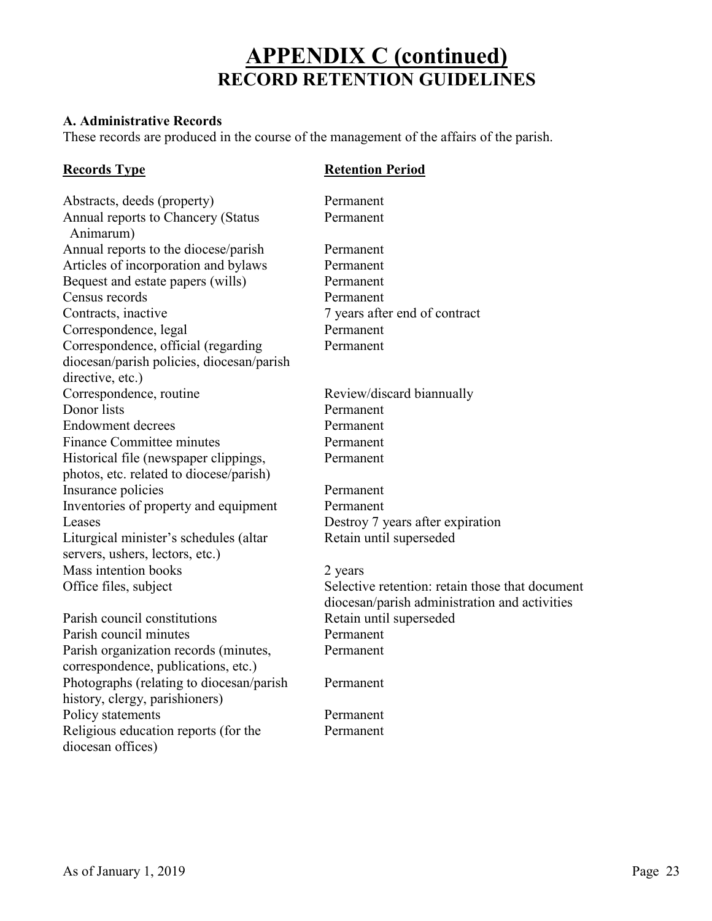# APPENDIX C (continued)
## RECORD RETENTION GUIDELINES

**A. Administrative Records**
These records are produced in the course of the management of the affairs of the parish.

| Records Type | Retention Period |
|---|---|
| Abstracts, deeds (property) | Permanent |
| Annual reports to Chancery (Status Animarum) | Permanent |
| Annual reports to the diocese/parish | Permanent |
| Articles of incorporation and bylaws | Permanent |
| Bequest and estate papers (wills) | Permanent |
| Census records | Permanent |
| Contracts, inactive | 7 years after end of contract |
| Correspondence, legal | Permanent |
| Correspondence, official (regarding diocesan/parish policies, diocesan/parish directive, etc.) | Permanent |
| Correspondence, routine | Review/discard biannually |
| Donor lists | Permanent |
| Endowment decrees | Permanent |
| Finance Committee minutes | Permanent |
| Historical file (newspaper clippings, photos, etc. related to diocese/parish) | Permanent |
| Insurance policies | Permanent |
| Inventories of property and equipment | Permanent |
| Leases | Destroy 7 years after expiration |
| Liturgical minister's schedules (altar servers, ushers, lectors, etc.) | Retain until superseded |
| Mass intention books | 2 years |
| Office files, subject | Selective retention: retain those that document diocesan/parish administration and activities |
| Parish council constitutions | Retain until superseded |
| Parish council minutes | Permanent |
| Parish organization records (minutes, correspondence, publications, etc.) | Permanent |
| Photographs (relating to diocesan/parish history, clergy, parishioners) | Permanent |
| Policy statements | Permanent |
| Religious education reports (for the diocesan offices) | Permanent |

As of January 1, 2019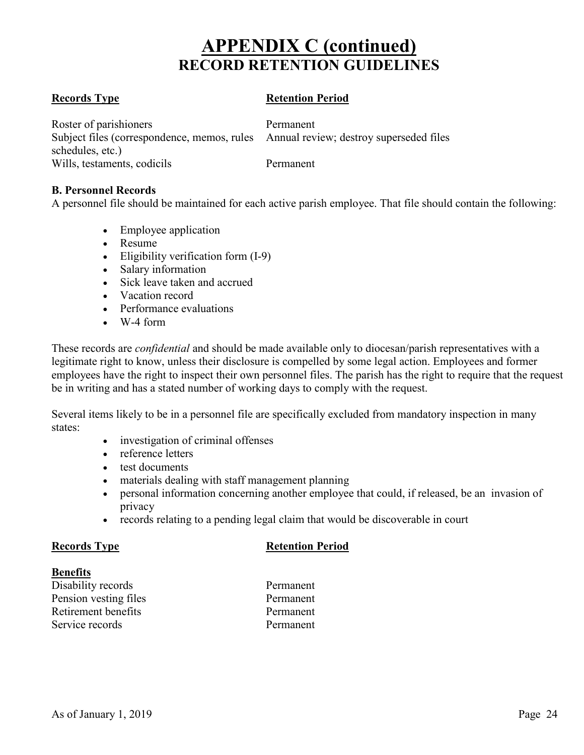# APPENDIX C (continued)
## RECORD RETENTION GUIDELINES

| Records Type | Retention Period |
|---|---|
| Roster of parishioners | Permanent |
| Subject files (correspondence, memos, rules schedules, etc.) | Annual review; destroy superseded files |
| Wills, testaments, codicils | Permanent |

**B. Personnel Records**

A personnel file should be maintained for each active parish employee. That file should contain the following:

- Employee application
- Resume
- Eligibility verification form (I-9)
- Salary information
- Sick leave taken and accrued
- Vacation record
- Performance evaluations
- W-4 form

These records are *confidential* and should be made available only to diocesan/parish representatives with a legitimate right to know, unless their disclosure is compelled by some legal action. Employees and former employees have the right to inspect their own personnel files. The parish has the right to require that the request be in writing and has a stated number of working days to comply with the request.

Several items likely to be in a personnel file are specifically excluded from mandatory inspection in many states:

- investigation of criminal offenses
- reference letters
- test documents
- materials dealing with staff management planning
- personal information concerning another employee that could, if released, be an invasion of privacy
- records relating to a pending legal claim that would be discoverable in court

| Records Type | Retention Period |
|---|---|
| **Benefits** | |
| Disability records | Permanent |
| Pension vesting files | Permanent |
| Retirement benefits | Permanent |
| Service records | Permanent |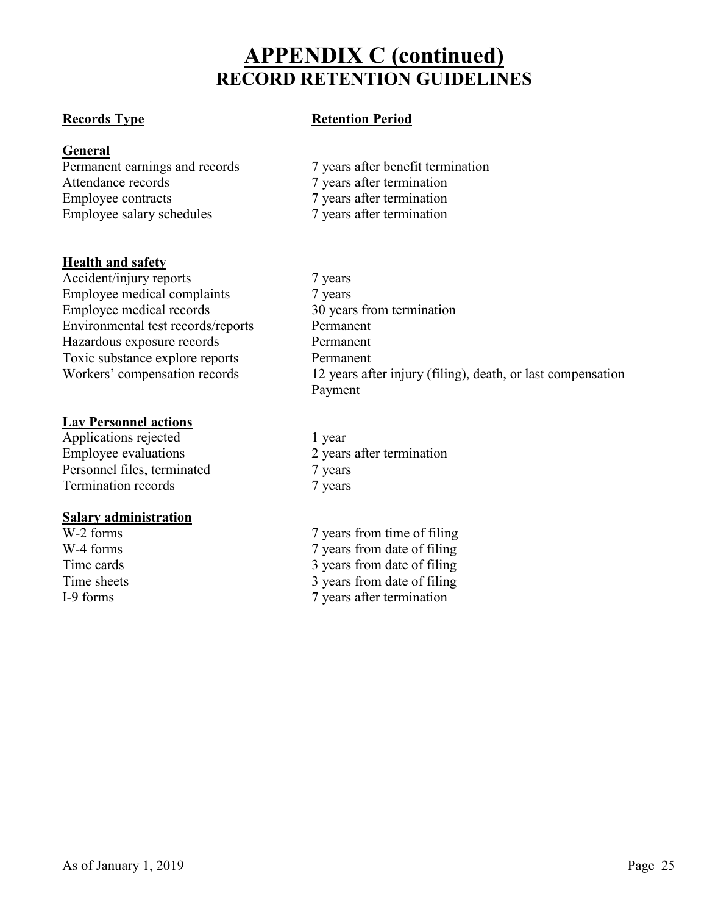# APPENDIX C (continued)

## RECORD RETENTION GUIDELINES

| Records Type | Retention Period |
|---|---|
| **General** | |
| Permanent earnings and records | 7 years after benefit termination |
| Attendance records | 7 years after termination |
| Employee contracts | 7 years after termination |
| Employee salary schedules | 7 years after termination |
| **Health and safety** | |
| Accident/injury reports | 7 years |
| Employee medical complaints | 7 years |
| Employee medical records | 30 years from termination |
| Environmental test records/reports | Permanent |
| Hazardous exposure records | Permanent |
| Toxic substance explore reports | Permanent |
| Workers' compensation records | 12 years after injury (filing), death, or last compensation Payment |
| **Lay Personnel actions** | |
| Applications rejected | 1 year |
| Employee evaluations | 2 years after termination |
| Personnel files, terminated | 7 years |
| Termination records | 7 years |
| **Salary administration** | |
| W-2 forms | 7 years from time of filing |
| W-4 forms | 7 years from date of filing |
| Time cards | 3 years from date of filing |
| Time sheets | 3 years from date of filing |
| I-9 forms | 7 years after termination |

As of January 1, 2019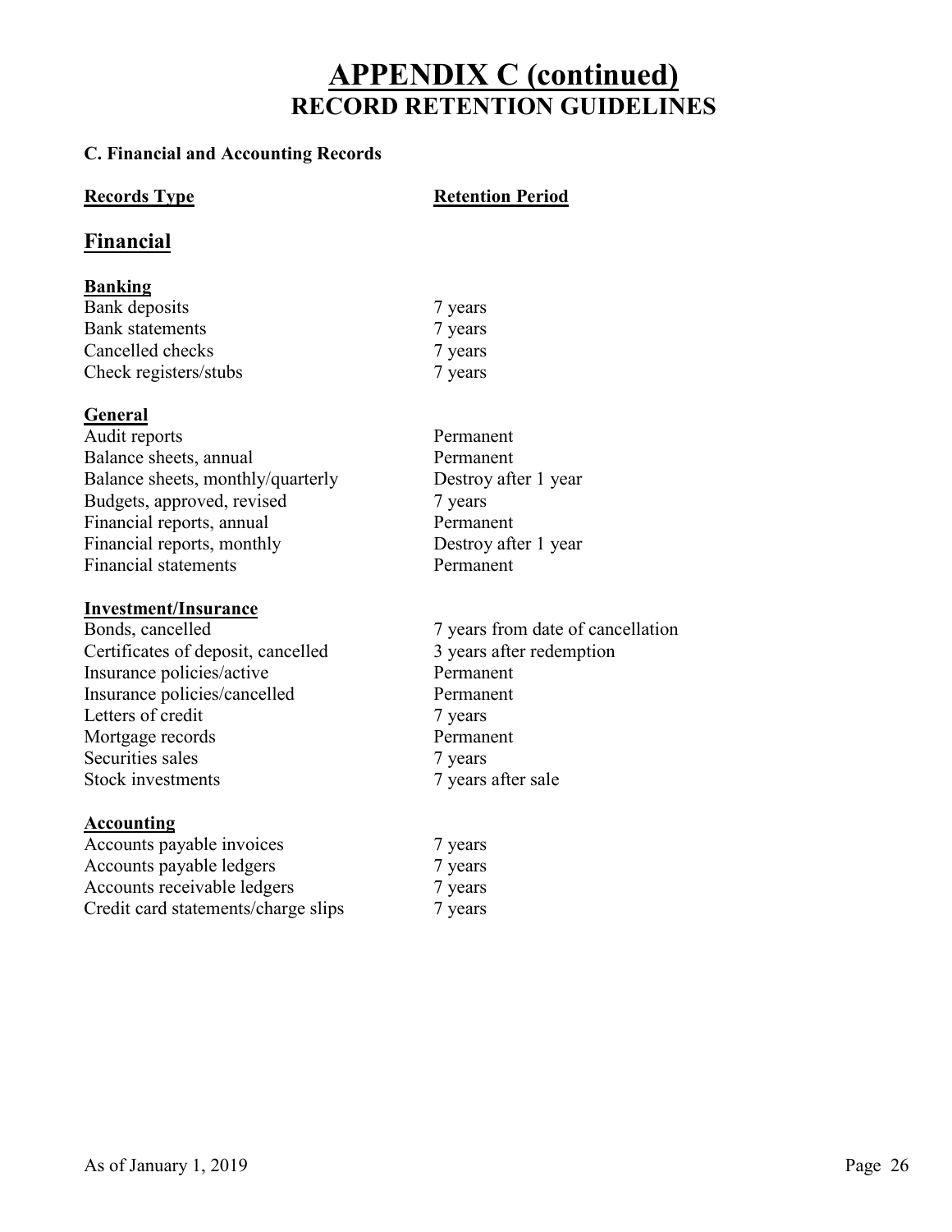# APPENDIX C (continued)
## RECORD RETENTION GUIDELINES

**C. Financial and Accounting Records**

| Records Type | Retention Period |
|---|---|
| **Financial** | |
| **Banking** | |
| Bank deposits | 7 years |
| Bank statements | 7 years |
| Cancelled checks | 7 years |
| Check registers/stubs | 7 years |
| **General** | |
| Audit reports | Permanent |
| Balance sheets, annual | Permanent |
| Balance sheets, monthly/quarterly | Destroy after 1 year |
| Budgets, approved, revised | 7 years |
| Financial reports, annual | Permanent |
| Financial reports, monthly | Destroy after 1 year |
| Financial statements | Permanent |
| **Investment/Insurance** | |
| Bonds, cancelled | 7 years from date of cancellation |
| Certificates of deposit, cancelled | 3 years after redemption |
| Insurance policies/active | Permanent |
| Insurance policies/cancelled | Permanent |
| Letters of credit | 7 years |
| Mortgage records | Permanent |
| Securities sales | 7 years |
| Stock investments | 7 years after sale |
| **Accounting** | |
| Accounts payable invoices | 7 years |
| Accounts payable ledgers | 7 years |
| Accounts receivable ledgers | 7 years |
| Credit card statements/charge slips | 7 years |

As of January 1, 2019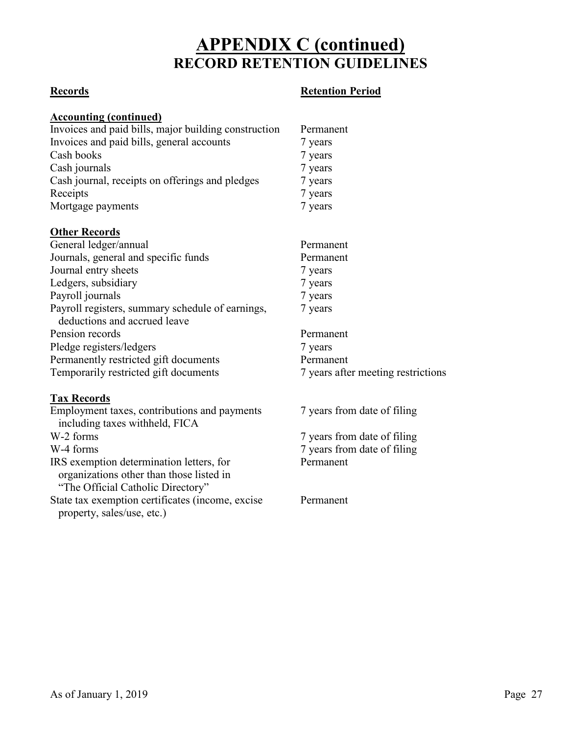# APPENDIX C (continued)
## RECORD RETENTION GUIDELINES

| Records | Retention Period |
|---|---|
| **Accounting (continued)** | |
| Invoices and paid bills, major building construction | Permanent |
| Invoices and paid bills, general accounts | 7 years |
| Cash books | 7 years |
| Cash journals | 7 years |
| Cash journal, receipts on offerings and pledges | 7 years |
| Receipts | 7 years |
| Mortgage payments | 7 years |
| **Other Records** | |
| General ledger/annual | Permanent |
| Journals, general and specific funds | Permanent |
| Journal entry sheets | 7 years |
| Ledgers, subsidiary | 7 years |
| Payroll journals | 7 years |
| Payroll registers, summary schedule of earnings, deductions and accrued leave | 7 years |
| Pension records | Permanent |
| Pledge registers/ledgers | 7 years |
| Permanently restricted gift documents | Permanent |
| Temporarily restricted gift documents | 7 years after meeting restrictions |
| **Tax Records** | |
| Employment taxes, contributions and payments including taxes withheld, FICA | 7 years from date of filing |
| W-2 forms | 7 years from date of filing |
| W-4 forms | 7 years from date of filing |
| IRS exemption determination letters, for organizations other than those listed in "The Official Catholic Directory" | Permanent |
| State tax exemption certificates (income, excise property, sales/use, etc.) | Permanent |

As of January 1, 2019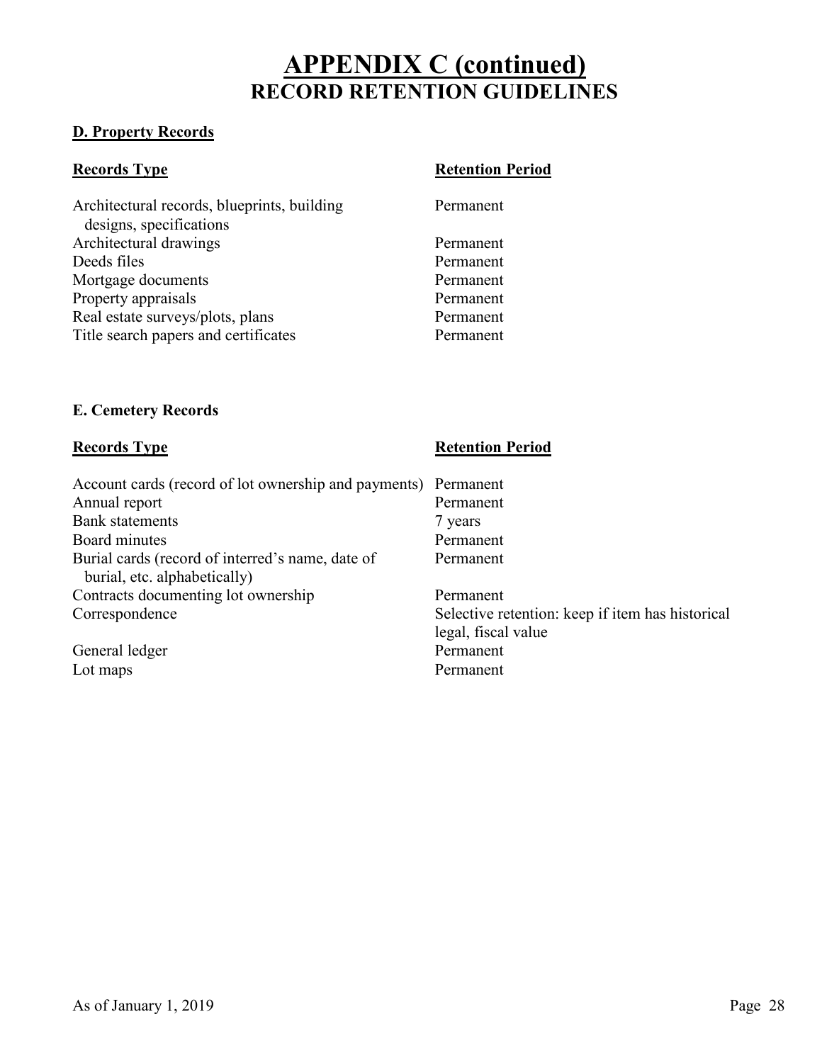# APPENDIX C (continued)

## RECORD RETENTION GUIDELINES

### D. Property Records

| Records Type | Retention Period |
|---|---|
| Architectural records, blueprints, building designs, specifications | Permanent |
| Architectural drawings | Permanent |
| Deeds files | Permanent |
| Mortgage documents | Permanent |
| Property appraisals | Permanent |
| Real estate surveys/plots, plans | Permanent |
| Title search papers and certificates | Permanent |

### E. Cemetery Records

| Records Type | Retention Period |
|---|---|
| Account cards (record of lot ownership and payments) | Permanent |
| Annual report | Permanent |
| Bank statements | 7 years |
| Board minutes | Permanent |
| Burial cards (record of interred's name, date of burial, etc. alphabetically) | Permanent |
| Contracts documenting lot ownership | Permanent |
| Correspondence | Selective retention: keep if item has historical legal, fiscal value |
| General ledger | Permanent |
| Lot maps | Permanent |

As of January 1, 2019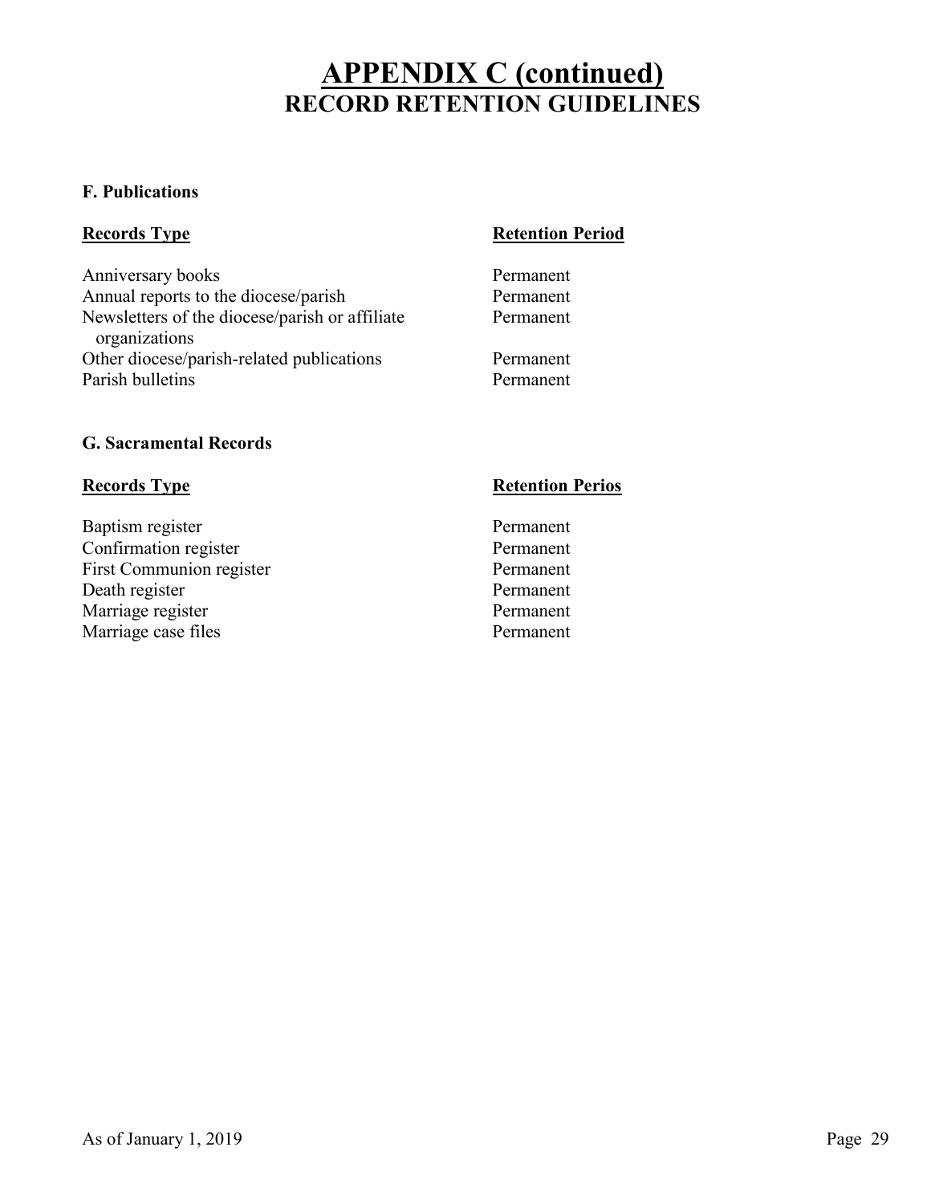# APPENDIX C (continued)
## RECORD RETENTION GUIDELINES

### F. Publications

| Records Type | Retention Period |
|---|---|
| Anniversary books | Permanent |
| Annual reports to the diocese/parish | Permanent |
| Newsletters of the diocese/parish or affiliate organizations | Permanent |
| Other diocese/parish-related publications | Permanent |
| Parish bulletins | Permanent |

### G. Sacramental Records

| Records Type | Retention Perios |
|---|---|
| Baptism register | Permanent |
| Confirmation register | Permanent |
| First Communion register | Permanent |
| Death register | Permanent |
| Marriage register | Permanent |
| Marriage case files | Permanent |

As of January 1, 2019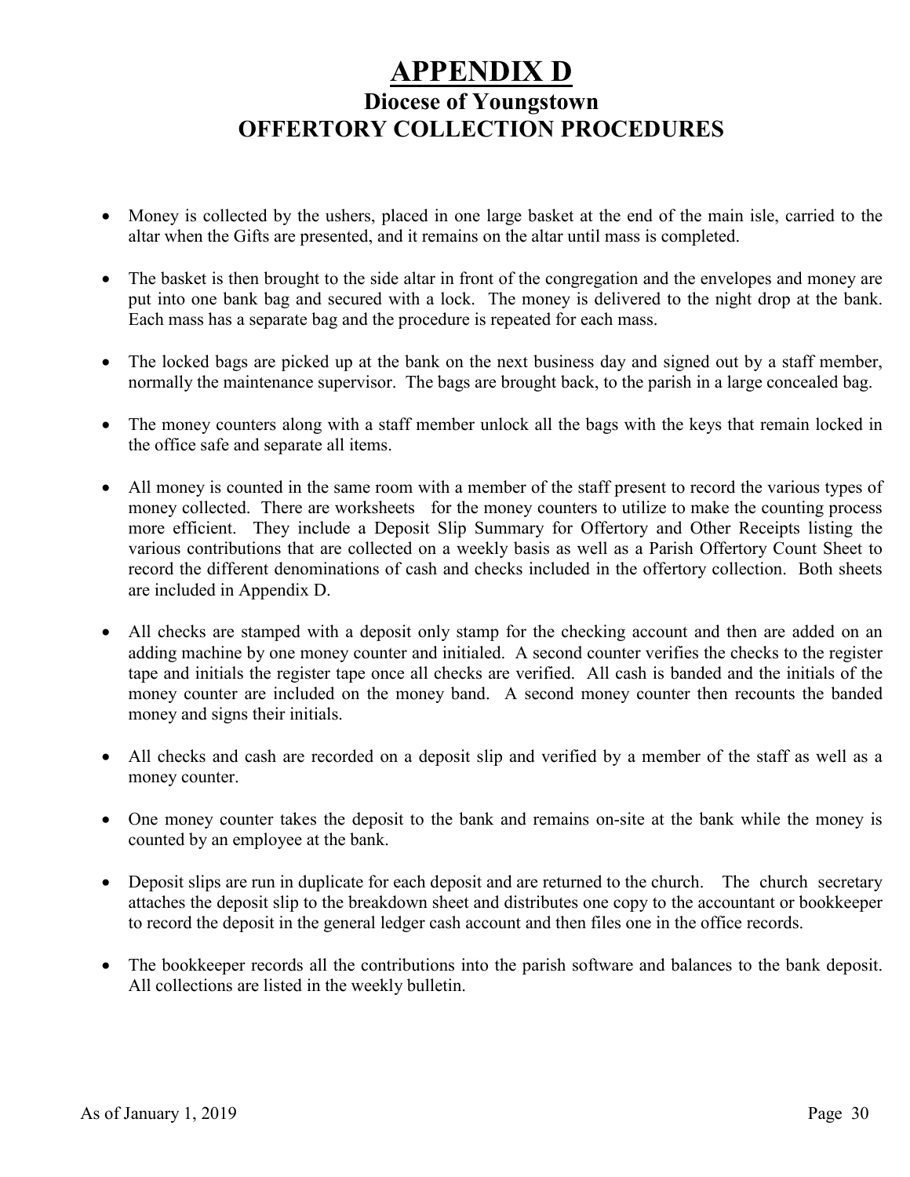# APPENDIX D

## Diocese of Youngstown
## OFFERTORY COLLECTION PROCEDURES

- Money is collected by the ushers, placed in one large basket at the end of the main isle, carried to the altar when the Gifts are presented, and it remains on the altar until mass is completed.

- The basket is then brought to the side altar in front of the congregation and the envelopes and money are put into one bank bag and secured with a lock. The money is delivered to the night drop at the bank. Each mass has a separate bag and the procedure is repeated for each mass.

- The locked bags are picked up at the bank on the next business day and signed out by a staff member, normally the maintenance supervisor. The bags are brought back, to the parish in a large concealed bag.

- The money counters along with a staff member unlock all the bags with the keys that remain locked in the office safe and separate all items.

- All money is counted in the same room with a member of the staff present to record the various types of money collected. There are worksheets for the money counters to utilize to make the counting process more efficient. They include a Deposit Slip Summary for Offertory and Other Receipts listing the various contributions that are collected on a weekly basis as well as a Parish Offertory Count Sheet to record the different denominations of cash and checks included in the offertory collection. Both sheets are included in Appendix D.

- All checks are stamped with a deposit only stamp for the checking account and then are added on an adding machine by one money counter and initialed. A second counter verifies the checks to the register tape and initials the register tape once all checks are verified. All cash is banded and the initials of the money counter are included on the money band. A second money counter then recounts the banded money and signs their initials.

- All checks and cash are recorded on a deposit slip and verified by a member of the staff as well as a money counter.

- One money counter takes the deposit to the bank and remains on-site at the bank while the money is counted by an employee at the bank.

- Deposit slips are run in duplicate for each deposit and are returned to the church. The church secretary attaches the deposit slip to the breakdown sheet and distributes one copy to the accountant or bookkeeper to record the deposit in the general ledger cash account and then files one in the office records.

- The bookkeeper records all the contributions into the parish software and balances to the bank deposit. All collections are listed in the weekly bulletin.

As of January 1, 2019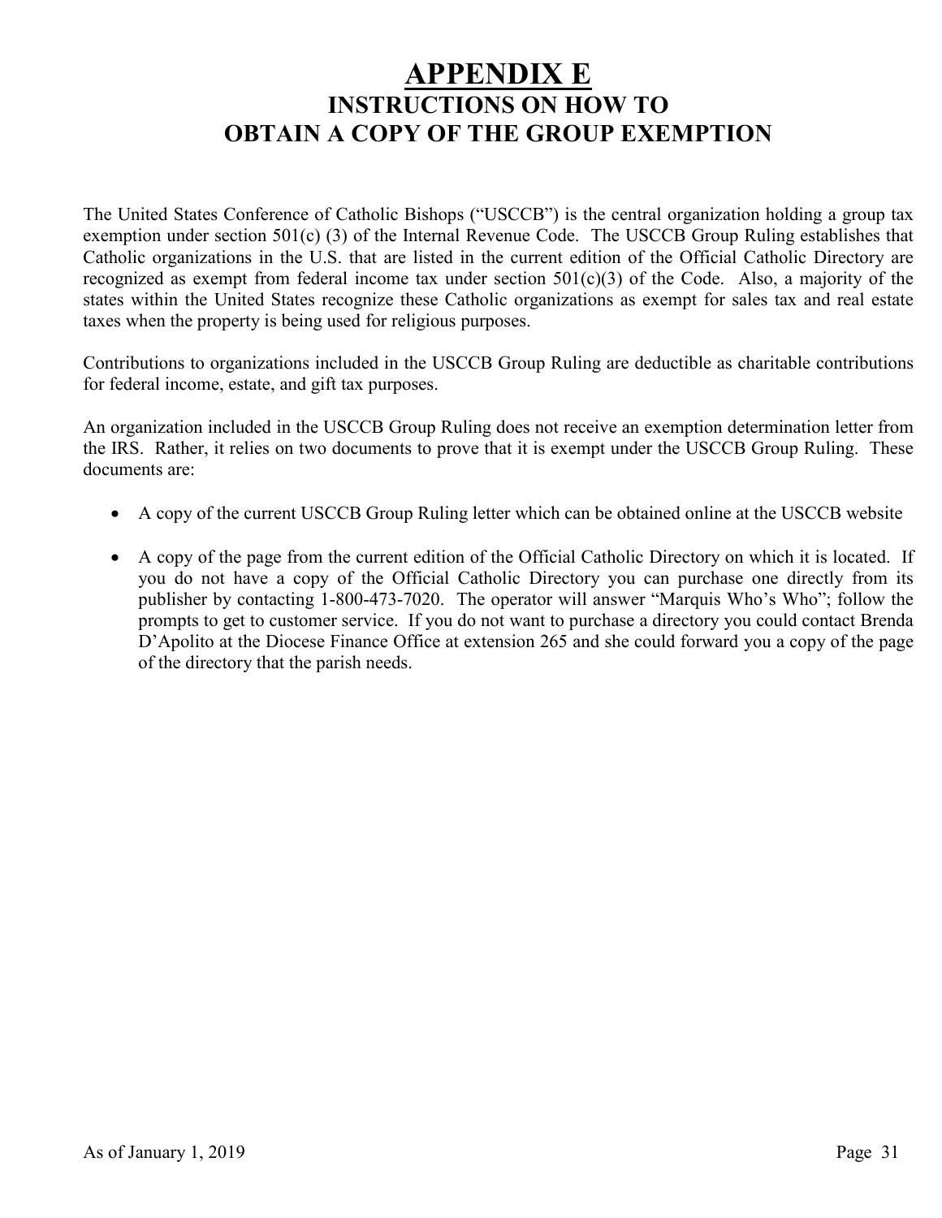# APPENDIX E

## INSTRUCTIONS ON HOW TO OBTAIN A COPY OF THE GROUP EXEMPTION

The United States Conference of Catholic Bishops ("USCCB") is the central organization holding a group tax exemption under section 501(c) (3) of the Internal Revenue Code. The USCCB Group Ruling establishes that Catholic organizations in the U.S. that are listed in the current edition of the Official Catholic Directory are recognized as exempt from federal income tax under section 501(c)(3) of the Code. Also, a majority of the states within the United States recognize these Catholic organizations as exempt for sales tax and real estate taxes when the property is being used for religious purposes.

Contributions to organizations included in the USCCB Group Ruling are deductible as charitable contributions for federal income, estate, and gift tax purposes.

An organization included in the USCCB Group Ruling does not receive an exemption determination letter from the IRS. Rather, it relies on two documents to prove that it is exempt under the USCCB Group Ruling. These documents are:

- A copy of the current USCCB Group Ruling letter which can be obtained online at the USCCB website
- A copy of the page from the current edition of the Official Catholic Directory on which it is located. If you do not have a copy of the Official Catholic Directory you can purchase one directly from its publisher by contacting 1-800-473-7020. The operator will answer "Marquis Who's Who"; follow the prompts to get to customer service. If you do not want to purchase a directory you could contact Brenda D'Apolito at the Diocese Finance Office at extension 265 and she could forward you a copy of the page of the directory that the parish needs.

As of January 1, 2019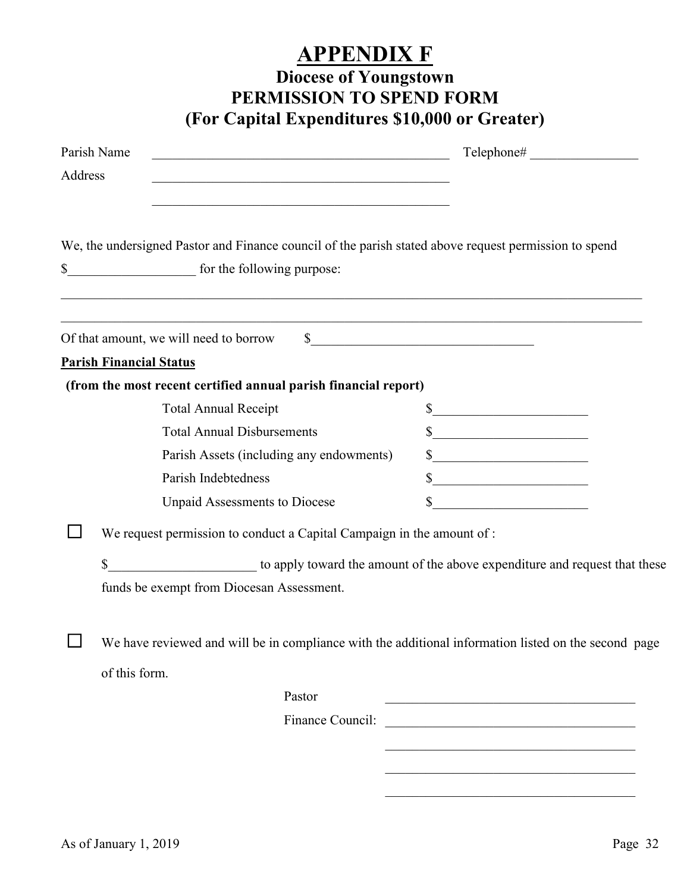# APPENDIX F

## Diocese of Youngstown
## PERMISSION TO SPEND FORM
## (For Capital Expenditures $10,000 or Greater)

Parish Name _______________________________________________ Telephone# ________________

Address _______________________________________________

_______________________________________________

We, the undersigned Pastor and Finance council of the parish stated above request permission to spend $___________________ for the following purpose:

_____________________________________________________________________________________

_____________________________________________________________________________________

Of that amount, we will need to borrow $_________________________________

**Parish Financial Status**

**(from the most recent certified annual parish financial report)**

| | |
|---|---|
| Total Annual Receipt | $_______________________ |
| Total Annual Disbursements | $_______________________ |
| Parish Assets (including any endowments) | $_______________________ |
| Parish Indebtedness | $_______________________ |
| Unpaid Assessments to Diocese | $_______________________ |

☐ We request permission to conduct a Capital Campaign in the amount of :

$______________________ to apply toward the amount of the above expenditure and request that these funds be exempt from Diocesan Assessment.

☐ We have reviewed and will be in compliance with the additional information listed on the second page of this form.

Pastor ______________________________________

Finance Council: ______________________________________

______________________________________

______________________________________

______________________________________

As of January 1, 2019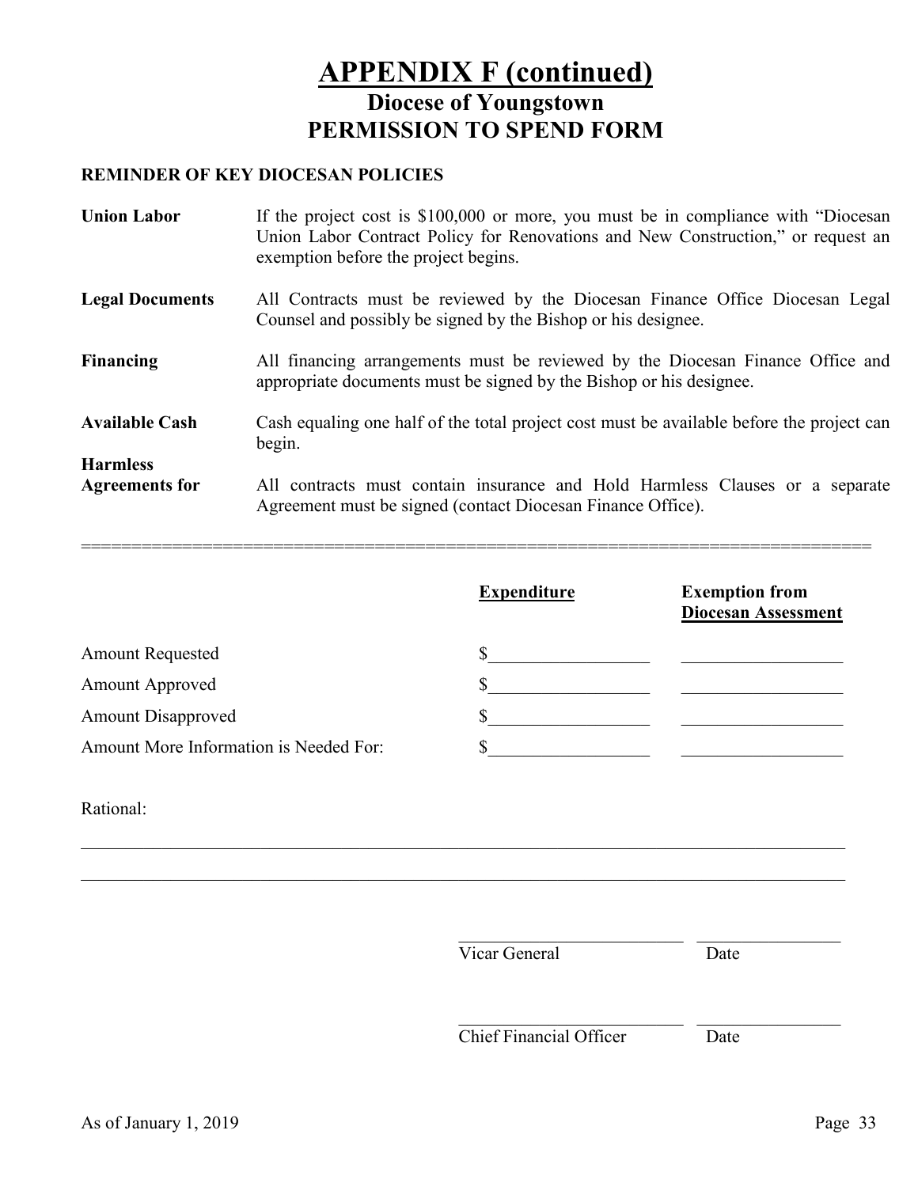# APPENDIX F (continued)

## Diocese of Youngstown
## PERMISSION TO SPEND FORM

**REMINDER OF KEY DIOCESAN POLICIES**

| | |
|---|---|
| **Union Labor** | If the project cost is $100,000 or more, you must be in compliance with "Diocesan Union Labor Contract Policy for Renovations and New Construction," or request an exemption before the project begins. |
| **Legal Documents** | All Contracts must be reviewed by the Diocesan Finance Office Diocesan Legal Counsel and possibly be signed by the Bishop or his designee. |
| **Financing** | All financing arrangements must be reviewed by the Diocesan Finance Office and appropriate documents must be signed by the Bishop or his designee. |
| **Available Cash** | Cash equaling one half of the total project cost must be available before the project can begin. |
| **Harmless Agreements for** | All contracts must contain insurance and Hold Harmless Clauses or a separate Agreement must be signed (contact Diocesan Finance Office). |

===============================================================================

| | Expenditure | Exemption from Diocesan Assessment |
|---|---|---|
| Amount Requested | $__________________ | __________________ |
| Amount Approved | $__________________ | __________________ |
| Amount Disapproved | $__________________ | __________________ |
| Amount More Information is Needed For: | $__________________ | __________________ |

Rational:

_____________________________________________________________________________________

_____________________________________________________________________________________

| | |
|---|---|
| __________________________ | ________________ |
| Vicar General | Date |
| __________________________ | ________________ |
| Chief Financial Officer | Date |

As of January 1, 2019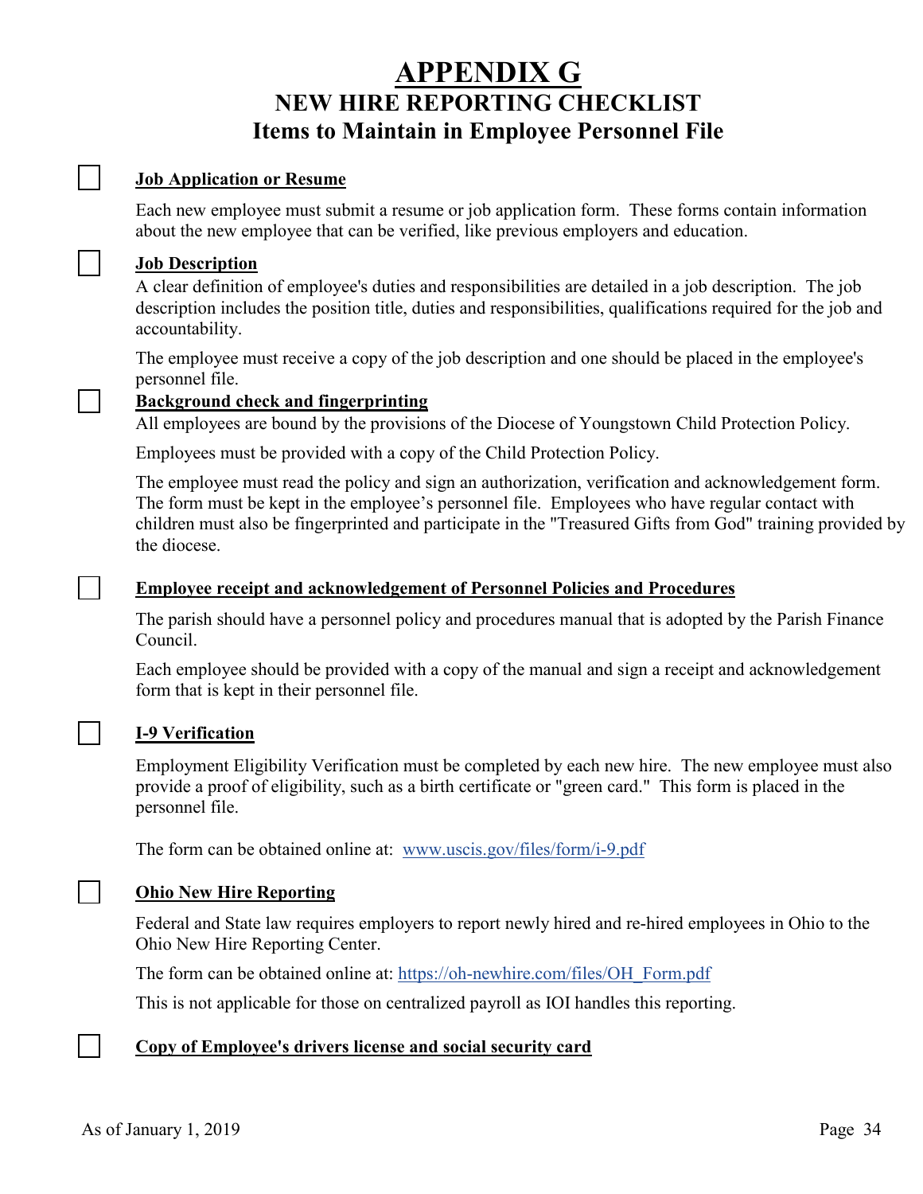# APPENDIX G

## NEW HIRE REPORTING CHECKLIST

## Items to Maintain in Employee Personnel File

- [ ] **Job Application or Resume**

  Each new employee must submit a resume or job application form. These forms contain information about the new employee that can be verified, like previous employers and education.

- [ ] **Job Description**

  A clear definition of employee's duties and responsibilities are detailed in a job description. The job description includes the position title, duties and responsibilities, qualifications required for the job and accountability.

  The employee must receive a copy of the job description and one should be placed in the employee's personnel file.

- [ ] **Background check and fingerprinting**

  All employees are bound by the provisions of the Diocese of Youngstown Child Protection Policy.

  Employees must be provided with a copy of the Child Protection Policy.

  The employee must read the policy and sign an authorization, verification and acknowledgement form. The form must be kept in the employee's personnel file. Employees who have regular contact with children must also be fingerprinted and participate in the "Treasured Gifts from God" training provided by the diocese.

- [ ] **Employee receipt and acknowledgement of Personnel Policies and Procedures**

  The parish should have a personnel policy and procedures manual that is adopted by the Parish Finance Council.

  Each employee should be provided with a copy of the manual and sign a receipt and acknowledgement form that is kept in their personnel file.

- [ ] **I-9 Verification**

  Employment Eligibility Verification must be completed by each new hire. The new employee must also provide a proof of eligibility, such as a birth certificate or "green card." This form is placed in the personnel file.

  The form can be obtained online at: www.uscis.gov/files/form/i-9.pdf

- [ ] **Ohio New Hire Reporting**

  Federal and State law requires employers to report newly hired and re-hired employees in Ohio to the Ohio New Hire Reporting Center.

  The form can be obtained online at: https://oh-newhire.com/files/OH_Form.pdf

  This is not applicable for those on centralized payroll as IOI handles this reporting.

- [ ] **Copy of Employee's drivers license and social security card**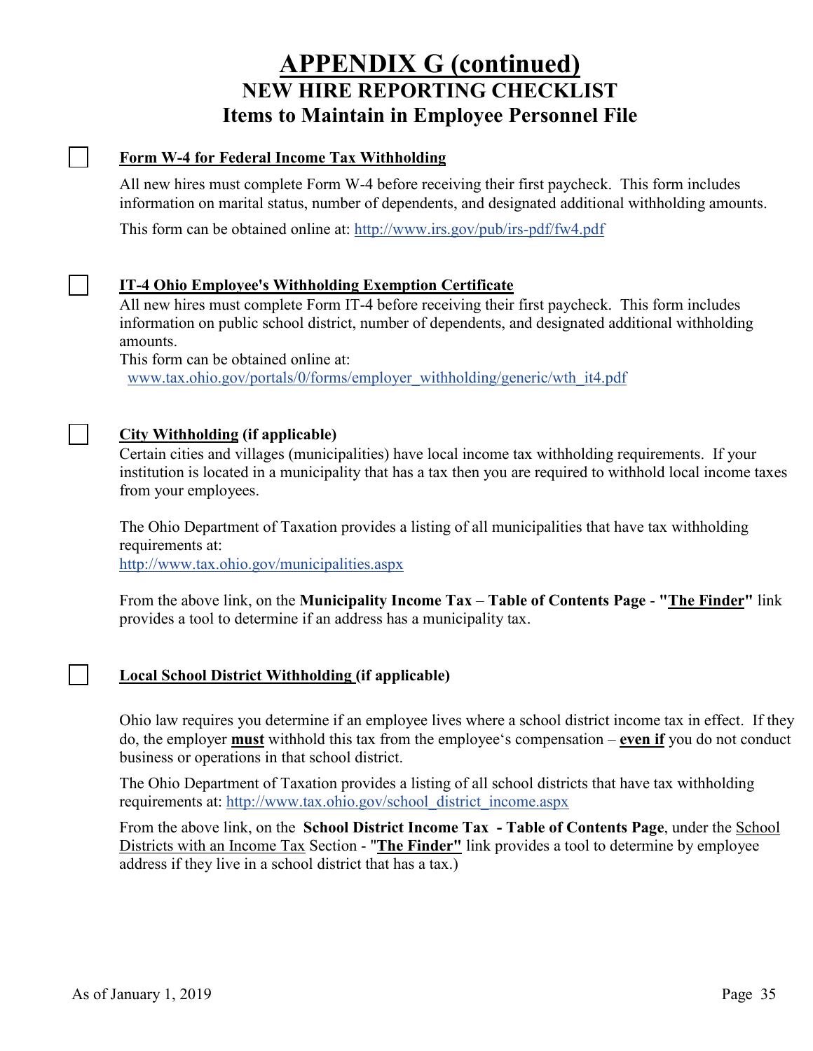# APPENDIX G (continued)

## NEW HIRE REPORTING CHECKLIST

## Items to Maintain in Employee Personnel File

☐ **Form W-4 for Federal Income Tax Withholding**

All new hires must complete Form W-4 before receiving their first paycheck. This form includes information on marital status, number of dependents, and designated additional withholding amounts.

This form can be obtained online at: http://www.irs.gov/pub/irs-pdf/fw4.pdf

☐ **IT-4 Ohio Employee's Withholding Exemption Certificate**

All new hires must complete Form IT-4 before receiving their first paycheck. This form includes information on public school district, number of dependents, and designated additional withholding amounts.

This form can be obtained online at:
www.tax.ohio.gov/portals/0/forms/employer_withholding/generic/wth_it4.pdf

☐ **City Withholding (if applicable)**

Certain cities and villages (municipalities) have local income tax withholding requirements. If your institution is located in a municipality that has a tax then you are required to withhold local income taxes from your employees.

The Ohio Department of Taxation provides a listing of all municipalities that have tax withholding requirements at:
http://www.tax.ohio.gov/municipalities.aspx

From the above link, on the **Municipality Income Tax** – **Table of Contents Page** - **"The Finder"** link provides a tool to determine if an address has a municipality tax.

☐ **Local School District Withholding (if applicable)**

Ohio law requires you determine if an employee lives where a school district income tax in effect. If they do, the employer **must** withhold this tax from the employee's compensation – **even if** you do not conduct business or operations in that school district.

The Ohio Department of Taxation provides a listing of all school districts that have tax withholding requirements at: http://www.tax.ohio.gov/school_district_income.aspx

From the above link, on the **School District Income Tax - Table of Contents Page**, under the School Districts with an Income Tax Section - "**The Finder"** link provides a tool to determine by employee address if they live in a school district that has a tax.)

As of January 1, 2019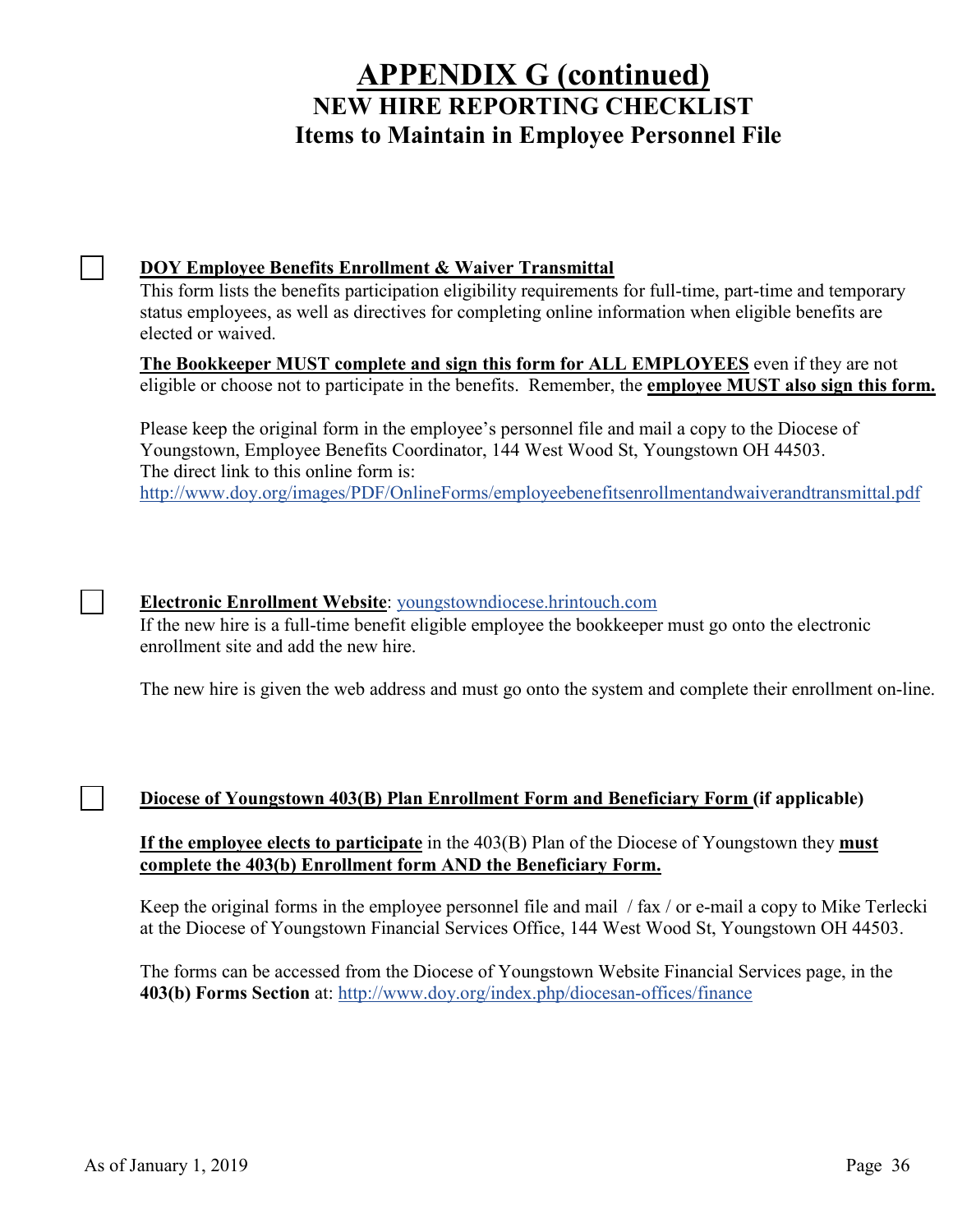# APPENDIX G (continued)

## NEW HIRE REPORTING CHECKLIST

## Items to Maintain in Employee Personnel File

☐ **DOY Employee Benefits Enrollment & Waiver Transmittal**

This form lists the benefits participation eligibility requirements for full-time, part-time and temporary status employees, as well as directives for completing online information when eligible benefits are elected or waived.

**The Bookkeeper MUST complete and sign this form for ALL EMPLOYEES** even if they are not eligible or choose not to participate in the benefits. Remember, the **employee MUST also sign this form.**

Please keep the original form in the employee's personnel file and mail a copy to the Diocese of Youngstown, Employee Benefits Coordinator, 144 West Wood St, Youngstown OH 44503.
The direct link to this online form is:
http://www.doy.org/images/PDF/OnlineForms/employeebenefitsenrollmentandwaiverandtransmittal.pdf

☐ **Electronic Enrollment Website**: youngstowndiocese.hrintouch.com

If the new hire is a full-time benefit eligible employee the bookkeeper must go onto the electronic enrollment site and add the new hire.

The new hire is given the web address and must go onto the system and complete their enrollment on-line.

☐ **Diocese of Youngstown 403(B) Plan Enrollment Form and Beneficiary Form (if applicable)**

**If the employee elects to participate** in the 403(B) Plan of the Diocese of Youngstown they **must complete the 403(b) Enrollment form AND the Beneficiary Form.**

Keep the original forms in the employee personnel file and mail / fax / or e-mail a copy to Mike Terlecki at the Diocese of Youngstown Financial Services Office, 144 West Wood St, Youngstown OH 44503.

The forms can be accessed from the Diocese of Youngstown Website Financial Services page, in the **403(b) Forms Section** at: http://www.doy.org/index.php/diocesan-offices/finance

As of January 1, 2019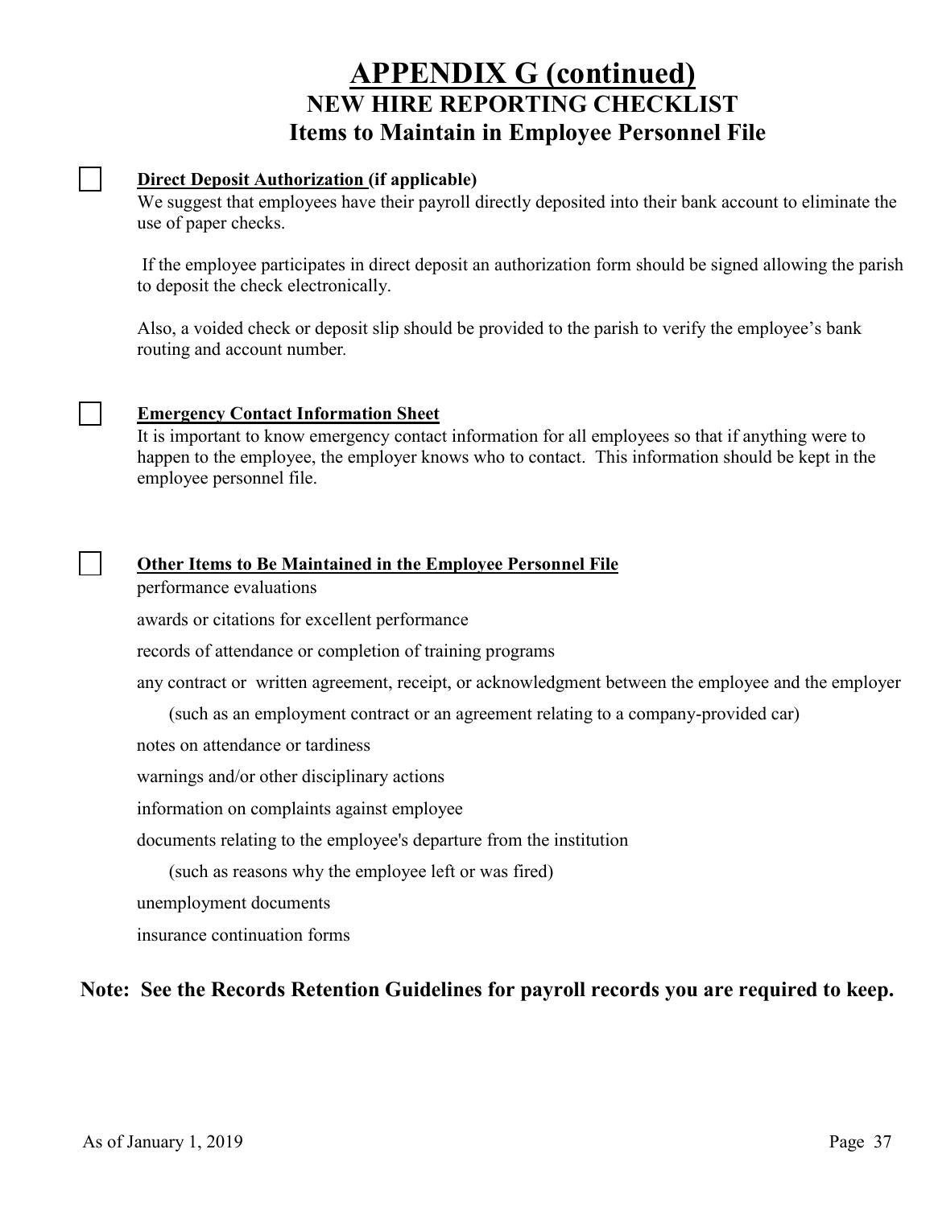# APPENDIX G (continued)

## NEW HIRE REPORTING CHECKLIST

## Items to Maintain in Employee Personnel File

☐ **Direct Deposit Authorization (if applicable)**

We suggest that employees have their payroll directly deposited into their bank account to eliminate the use of paper checks.

If the employee participates in direct deposit an authorization form should be signed allowing the parish to deposit the check electronically.

Also, a voided check or deposit slip should be provided to the parish to verify the employee's bank routing and account number.

☐ **Emergency Contact Information Sheet**

It is important to know emergency contact information for all employees so that if anything were to happen to the employee, the employer knows who to contact. This information should be kept in the employee personnel file.

☐ **Other Items to Be Maintained in the Employee Personnel File**

performance evaluations

awards or citations for excellent performance

records of attendance or completion of training programs

any contract or written agreement, receipt, or acknowledgment between the employee and the employer

(such as an employment contract or an agreement relating to a company-provided car)

notes on attendance or tardiness

warnings and/or other disciplinary actions

information on complaints against employee

documents relating to the employee's departure from the institution

(such as reasons why the employee left or was fired)

unemployment documents

insurance continuation forms

**Note: See the Records Retention Guidelines for payroll records you are required to keep.**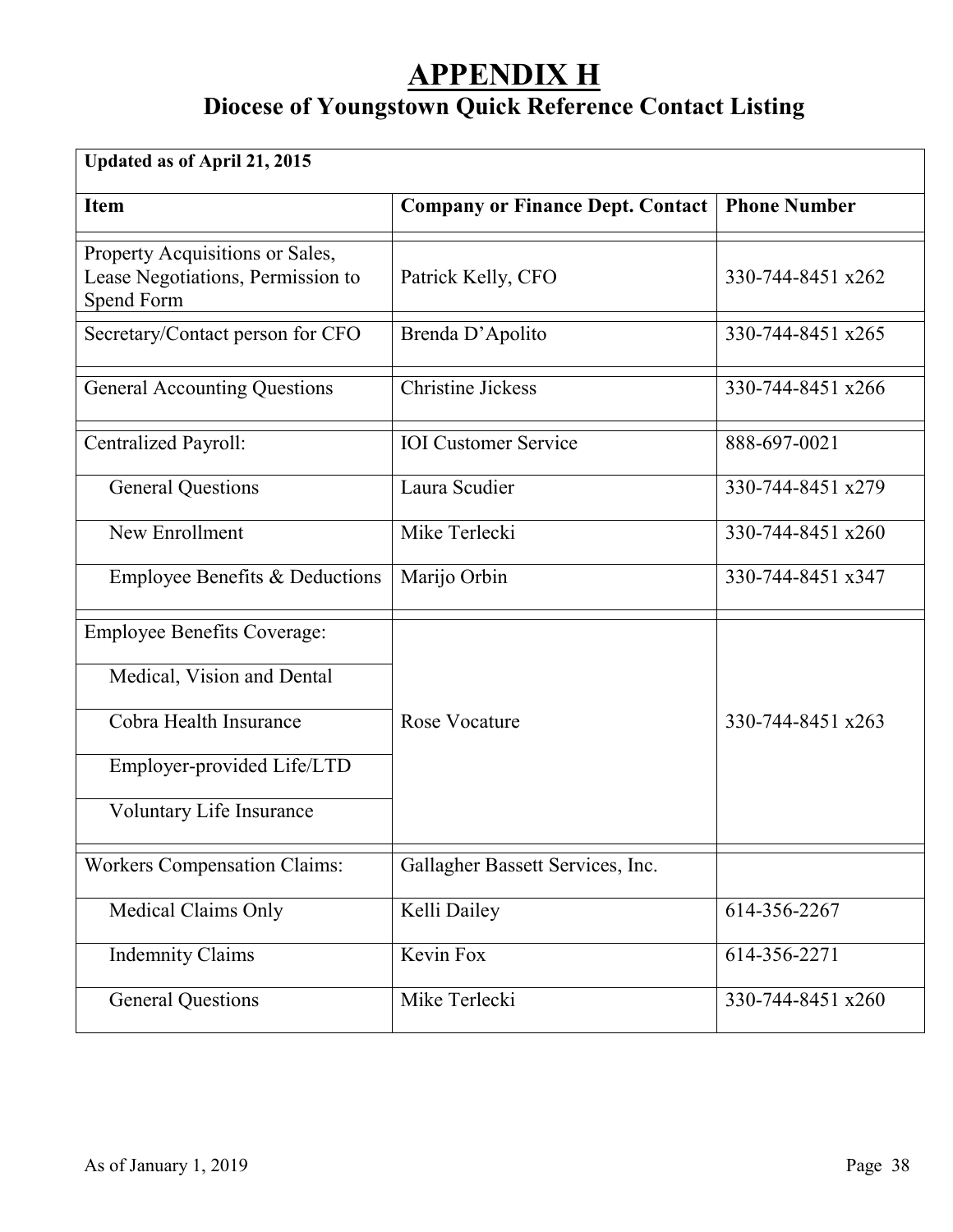# APPENDIX H

## Diocese of Youngstown Quick Reference Contact Listing

| Updated as of April 21, 2015 | | |
|---|---|---|
| **Item** | **Company or Finance Dept. Contact** | **Phone Number** |
| Property Acquisitions or Sales, Lease Negotiations, Permission to Spend Form | Patrick Kelly, CFO | 330-744-8451 x262 |
| Secretary/Contact person for CFO | Brenda D'Apolito | 330-744-8451 x265 |
| General Accounting Questions | Christine Jickess | 330-744-8451 x266 |
| Centralized Payroll: | IOI Customer Service | 888-697-0021 |
| General Questions | Laura Scudier | 330-744-8451 x279 |
| New Enrollment | Mike Terlecki | 330-744-8451 x260 |
| Employee Benefits & Deductions | Marijo Orbin | 330-744-8451 x347 |
| Employee Benefits Coverage: | Rose Vocature | 330-744-8451 x263 |
| Medical, Vision and Dental | | |
| Cobra Health Insurance | | |
| Employer-provided Life/LTD | | |
| Voluntary Life Insurance | | |
| Workers Compensation Claims: | Gallagher Bassett Services, Inc. | |
| Medical Claims Only | Kelli Dailey | 614-356-2267 |
| Indemnity Claims | Kevin Fox | 614-356-2271 |
| General Questions | Mike Terlecki | 330-744-8451 x260 |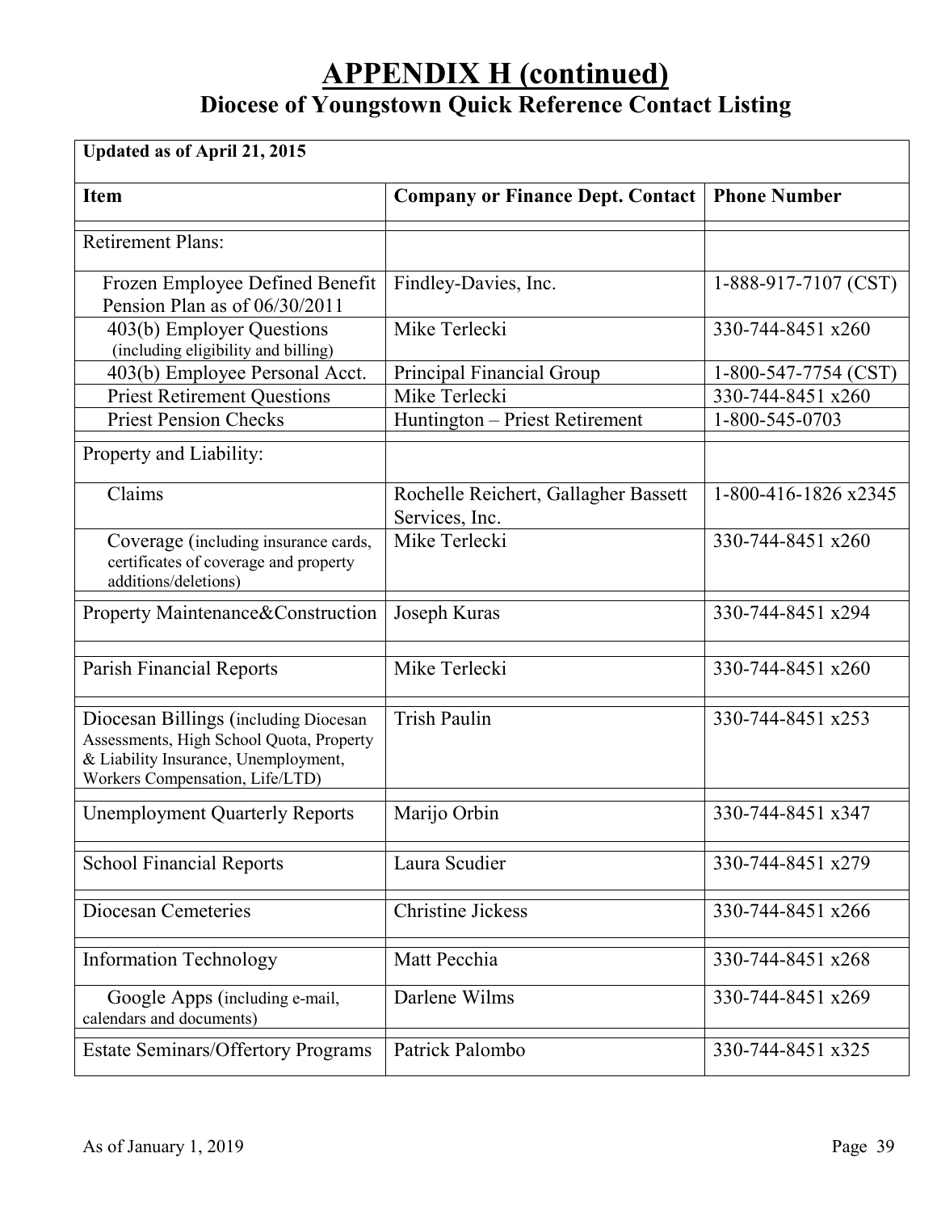# APPENDIX H (continued)

## Diocese of Youngstown Quick Reference Contact Listing

| Updated as of April 21, 2015 | | |
|---|---|---|
| **Item** | **Company or Finance Dept. Contact** | **Phone Number** |
| Retirement Plans: | | |
| Frozen Employee Defined Benefit Pension Plan as of 06/30/2011 | Findley-Davies, Inc. | 1-888-917-7107 (CST) |
| 403(b) Employer Questions (including eligibility and billing) | Mike Terlecki | 330-744-8451 x260 |
| 403(b) Employee Personal Acct. | Principal Financial Group | 1-800-547-7754 (CST) |
| Priest Retirement Questions | Mike Terlecki | 330-744-8451 x260 |
| Priest Pension Checks | Huntington – Priest Retirement | 1-800-545-0703 |
| Property and Liability: | | |
| Claims | Rochelle Reichert, Gallagher Bassett Services, Inc. | 1-800-416-1826 x2345 |
| Coverage (including insurance cards, certificates of coverage and property additions/deletions) | Mike Terlecki | 330-744-8451 x260 |
| Property Maintenance&Construction | Joseph Kuras | 330-744-8451 x294 |
| Parish Financial Reports | Mike Terlecki | 330-744-8451 x260 |
| Diocesan Billings (including Diocesan Assessments, High School Quota, Property & Liability Insurance, Unemployment, Workers Compensation, Life/LTD) | Trish Paulin | 330-744-8451 x253 |
| Unemployment Quarterly Reports | Marijo Orbin | 330-744-8451 x347 |
| School Financial Reports | Laura Scudier | 330-744-8451 x279 |
| Diocesan Cemeteries | Christine Jickess | 330-744-8451 x266 |
| Information Technology | Matt Pecchia | 330-744-8451 x268 |
| Google Apps (including e-mail, calendars and documents) | Darlene Wilms | 330-744-8451 x269 |
| Estate Seminars/Offertory Programs | Patrick Palombo | 330-744-8451 x325 |

As of January 1, 2019